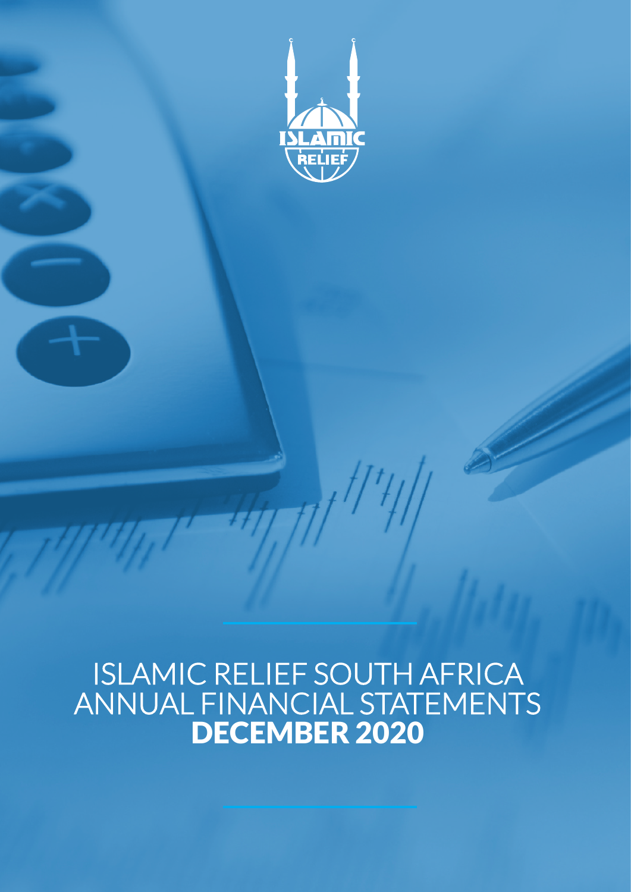# ISLAMIC RELIEF SOUTH AFRICA ANNUAL FINANCIAL STATEMENTS

## DECEMBER 2020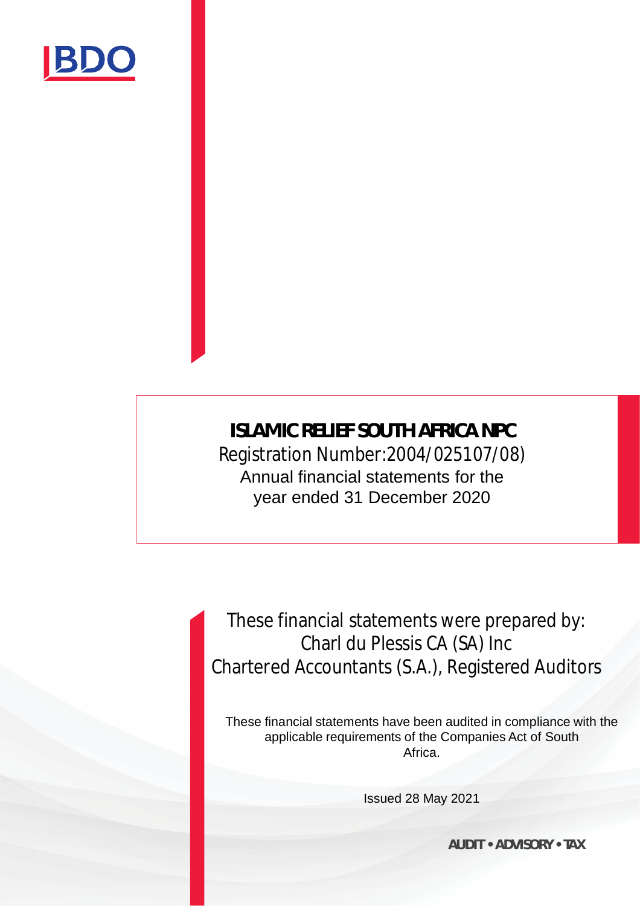BDO

# ISLAMIC RELIEF SOUTH AFRICA NPC

Registration Number:2004/025107/08)

Annual financial statements for the year ended 31 December 2020

These financial statements were prepared by:
Charl du Plessis CA (SA) Inc
Chartered Accountants (S.A.), Registered Auditors

These financial statements have been audited in compliance with the applicable requirements of the Companies Act of South Africa.

Issued 28 May 2021

AUDIT • ADVISORY • TAX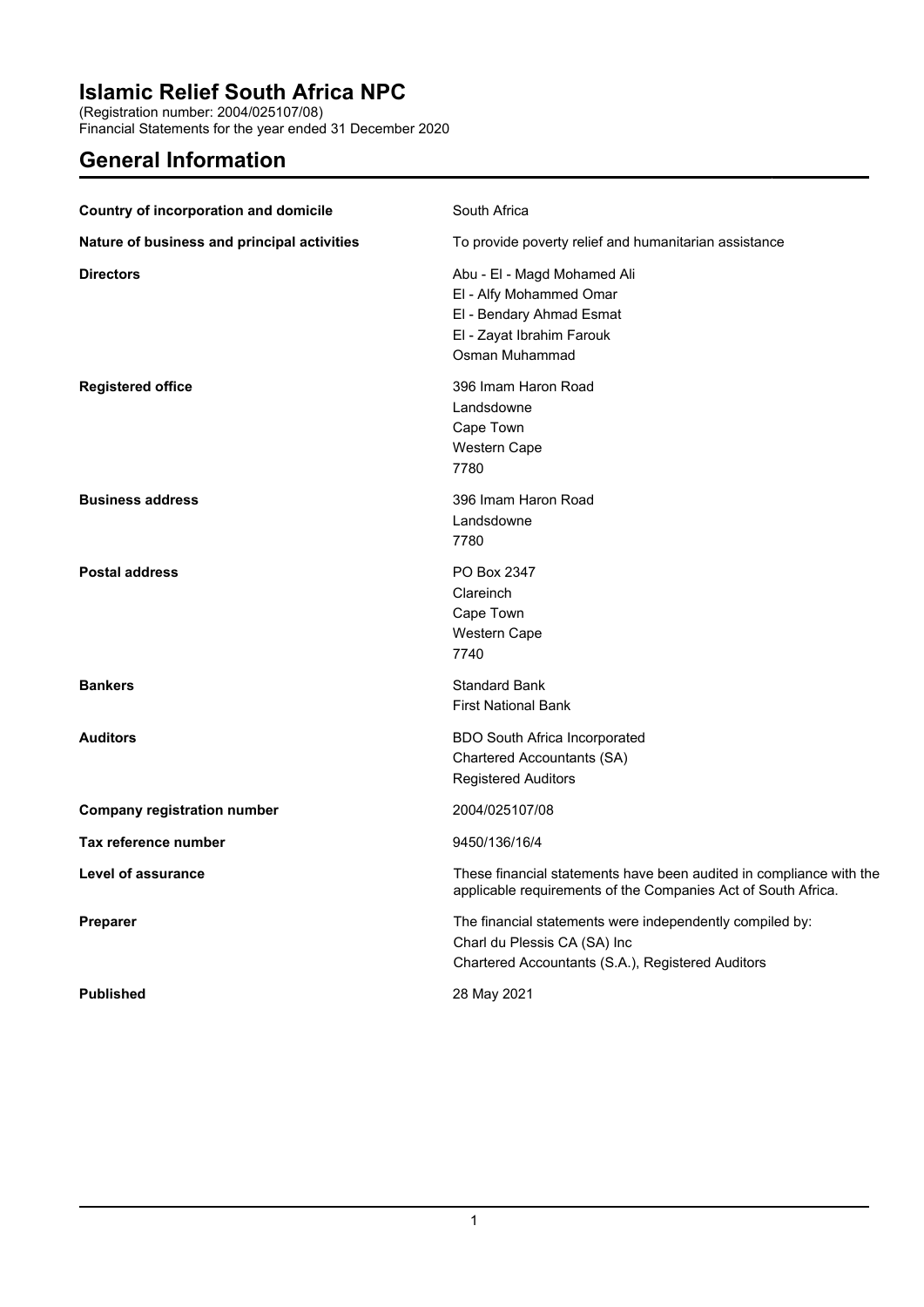# Islamic Relief South Africa NPC

(Registration number: 2004/025107/08)
Financial Statements for the year ended 31 December 2020

## General Information

| | |
|---|---|
| **Country of incorporation and domicile** | South Africa |
| **Nature of business and principal activities** | To provide poverty relief and humanitarian assistance |
| **Directors** | Abu - El - Magd Mohamed Ali<br>El - Alfy Mohammed Omar<br>El - Bendary Ahmad Esmat<br>El - Zayat Ibrahim Farouk<br>Osman Muhammad |
| **Registered office** | 396 Imam Haron Road<br>Landsdowne<br>Cape Town<br>Western Cape<br>7780 |
| **Business address** | 396 Imam Haron Road<br>Landsdowne<br>7780 |
| **Postal address** | PO Box 2347<br>Clareinch<br>Cape Town<br>Western Cape<br>7740 |
| **Bankers** | Standard Bank<br>First National Bank |
| **Auditors** | BDO South Africa Incorporated<br>Chartered Accountants (SA)<br>Registered Auditors |
| **Company registration number** | 2004/025107/08 |
| **Tax reference number** | 9450/136/16/4 |
| **Level of assurance** | These financial statements have been audited in compliance with the applicable requirements of the Companies Act of South Africa. |
| **Preparer** | The financial statements were independently compiled by:<br>Charl du Plessis CA (SA) Inc<br>Chartered Accountants (S.A.), Registered Auditors |
| **Published** | 28 May 2021 |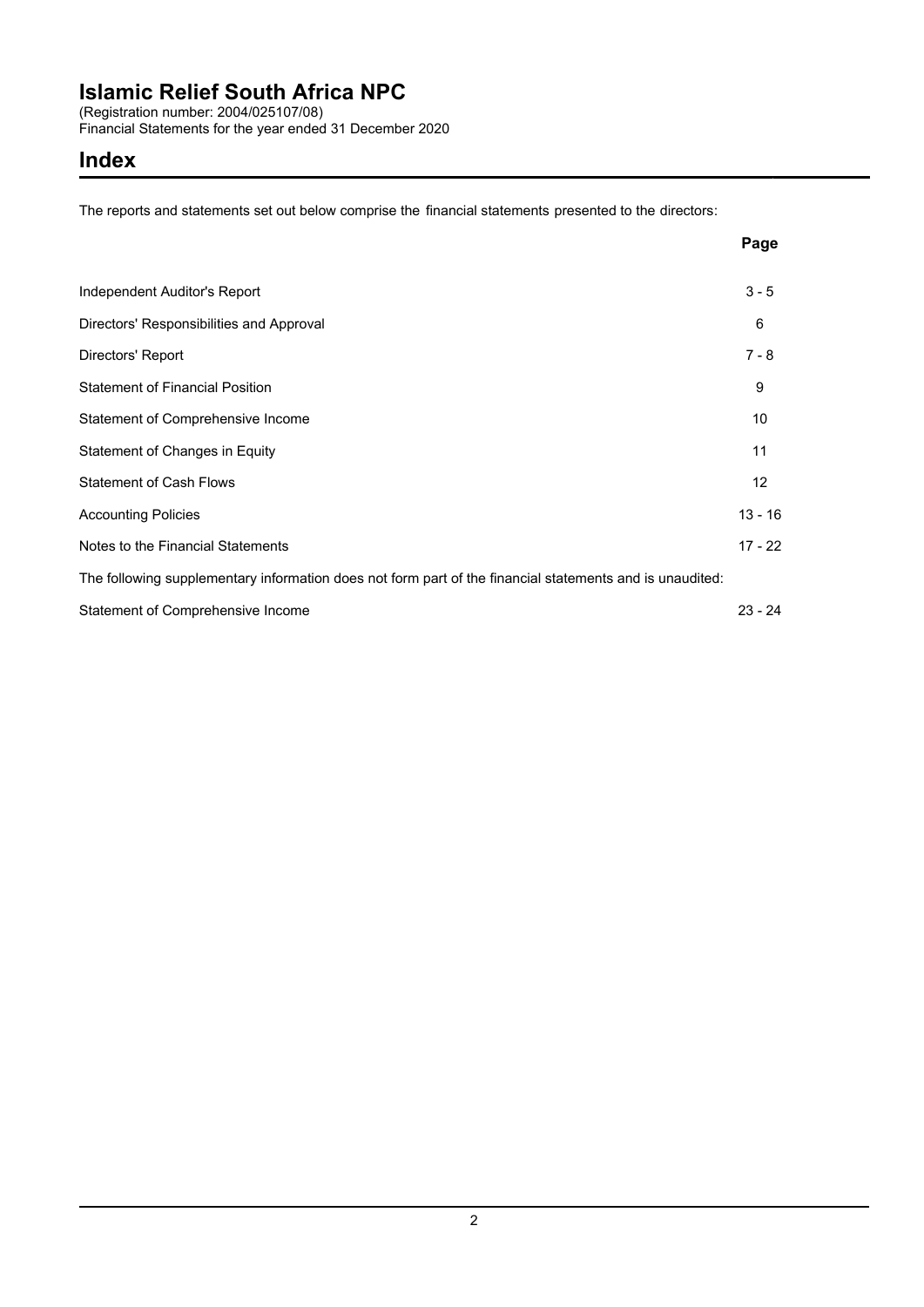# Islamic Relief South Africa NPC

(Registration number: 2004/025107/08)
Financial Statements for the year ended 31 December 2020

## Index

The reports and statements set out below comprise the financial statements presented to the directors:

| | Page |
|---|---|
| Independent Auditor's Report | 3 - 5 |
| Directors' Responsibilities and Approval | 6 |
| Directors' Report | 7 - 8 |
| Statement of Financial Position | 9 |
| Statement of Comprehensive Income | 10 |
| Statement of Changes in Equity | 11 |
| Statement of Cash Flows | 12 |
| Accounting Policies | 13 - 16 |
| Notes to the Financial Statements | 17 - 22 |

The following supplementary information does not form part of the financial statements and is unaudited:

| | |
|---|---|
| Statement of Comprehensive Income | 23 - 24 |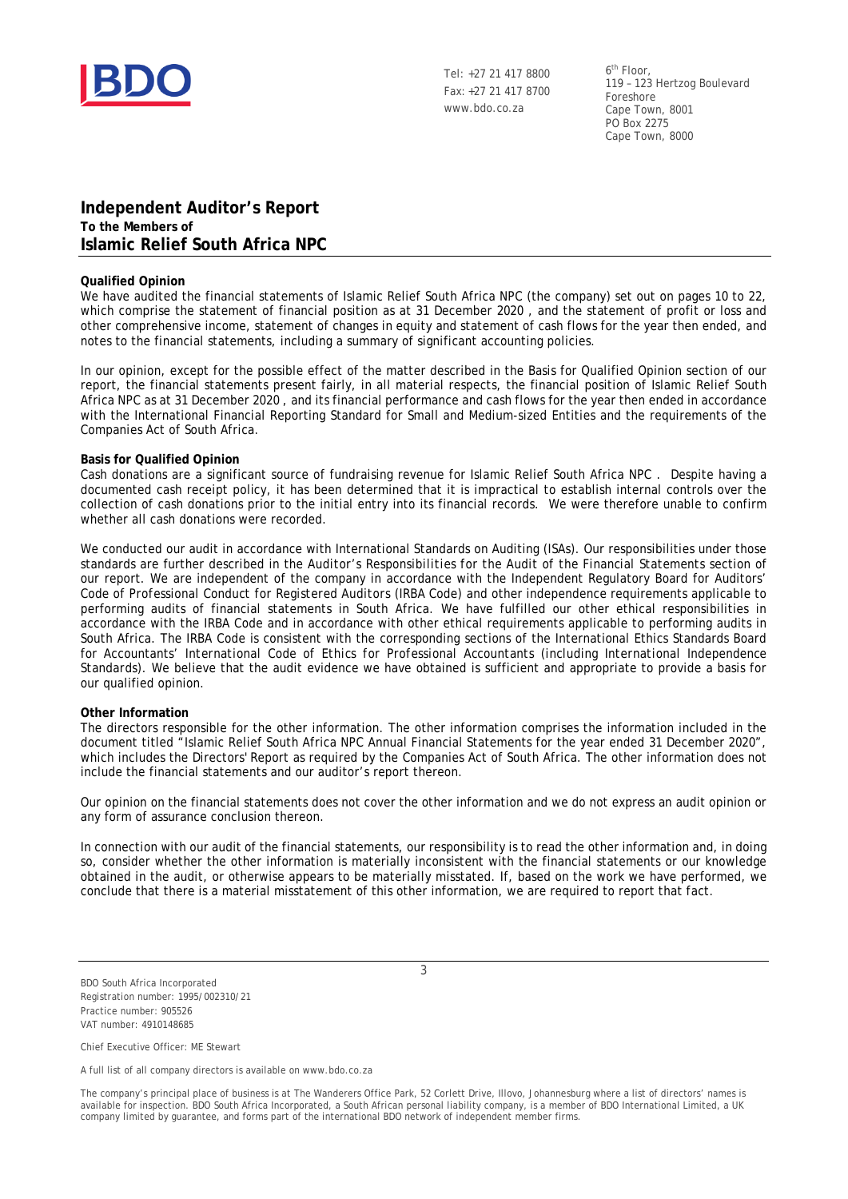Tel: +27 21 417 8800
Fax: +27 21 417 8700
www.bdo.co.za

6th Floor,
119 – 123 Hertzog Boulevard
Foreshore
Cape Town, 8001
PO Box 2275
Cape Town, 8000

# Independent Auditor's Report

**To the Members of**

## Islamic Relief South Africa NPC

**Qualified Opinion**

We have audited the financial statements of Islamic Relief South Africa NPC (the company) set out on pages 10 to 22, which comprise the statement of financial position as at 31 December 2020 , and the statement of profit or loss and other comprehensive income, statement of changes in equity and statement of cash flows for the year then ended, and notes to the financial statements, including a summary of significant accounting policies.

In our opinion, except for the possible effect of the matter described in the Basis for Qualified Opinion section of our report, the financial statements present fairly, in all material respects, the financial position of Islamic Relief South Africa NPC as at 31 December 2020 , and its financial performance and cash flows for the year then ended in accordance with the International Financial Reporting Standard for Small and Medium-sized Entities and the requirements of the Companies Act of South Africa.

**Basis for Qualified Opinion**

Cash donations are a significant source of fundraising revenue for Islamic Relief South Africa NPC . Despite having a documented cash receipt policy, it has been determined that it is impractical to establish internal controls over the collection of cash donations prior to the initial entry into its financial records. We were therefore unable to confirm whether all cash donations were recorded.

We conducted our audit in accordance with International Standards on Auditing (ISAs). Our responsibilities under those standards are further described in the Auditor's *Responsibilities for the Audit of the Financial Statements* section of our report. We are independent of the company in accordance with the Independent Regulatory Board for Auditors' *Code of Professional Conduct for Registered Auditors* (IRBA Code) and other independence requirements applicable to performing audits of financial statements in South Africa. We have fulfilled our other ethical responsibilities in accordance with the IRBA Code and in accordance with other ethical requirements applicable to performing audits in South Africa. The IRBA Code is consistent with the corresponding sections of the International Ethics Standards Board for Accountants' *International Code of Ethics for Professional Accountants (including International Independence Standards)*. We believe that the audit evidence we have obtained is sufficient and appropriate to provide a basis for our qualified opinion.

**Other Information**

The directors responsible for the other information. The other information comprises the information included in the document titled "Islamic Relief South Africa NPC Annual Financial Statements for the year ended 31 December 2020", which includes the Directors' Report as required by the Companies Act of South Africa. The other information does not include the financial statements and our auditor's report thereon.

Our opinion on the financial statements does not cover the other information and we do not express an audit opinion or any form of assurance conclusion thereon.

In connection with our audit of the financial statements, our responsibility is to read the other information and, in doing so, consider whether the other information is materially inconsistent with the financial statements or our knowledge obtained in the audit, or otherwise appears to be materially misstated. If, based on the work we have performed, we conclude that there is a material misstatement of this other information, we are required to report that fact.

BDO South Africa Incorporated
Registration number: 1995/002310/21
Practice number: 905526
VAT number: 4910148685

Chief Executive Officer: ME Stewart

A full list of all company directors is available on www.bdo.co.za

The company's principal place of business is at The Wanderers Office Park, 52 Corlett Drive, Illovo, Johannesburg where a list of directors' names is available for inspection. BDO South Africa Incorporated, a South African personal liability company, is a member of BDO International Limited, a UK company limited by guarantee, and forms part of the international BDO network of independent member firms.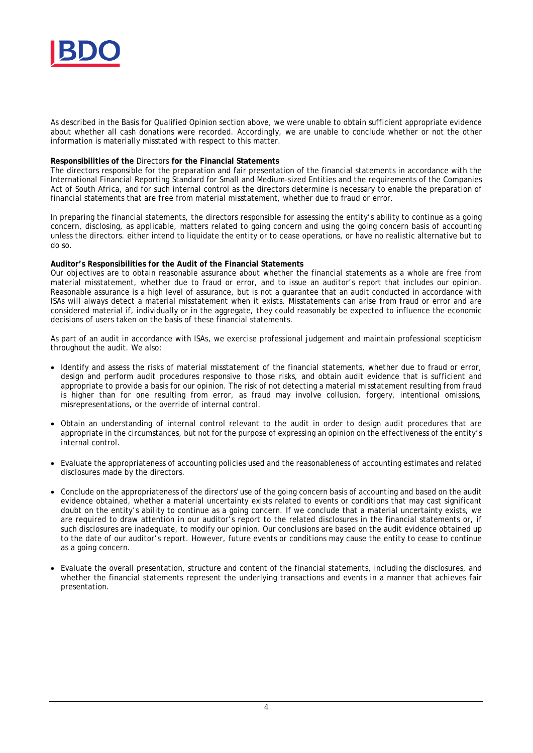As described in the Basis for Qualified Opinion section above, we were unable to obtain sufficient appropriate evidence about whether all cash donations were recorded. Accordingly, we are unable to conclude whether or not the other information is materially misstated with respect to this matter.

**Responsibilities of the** Directors **for the Financial Statements**

The directors responsible for the preparation and fair presentation of the financial statements in accordance with the International Financial Reporting Standard for Small and Medium-sized Entities and the requirements of the Companies Act of South Africa, and for such internal control as the directors determine is necessary to enable the preparation of financial statements that are free from material misstatement, whether due to fraud or error.

In preparing the financial statements, the directors responsible for assessing the entity's ability to continue as a going concern, disclosing, as applicable, matters related to going concern and using the going concern basis of accounting unless the directors. either intend to liquidate the entity or to cease operations, or have no realistic alternative but to do so.

**Auditor's Responsibilities for the Audit of the Financial Statements**

Our objectives are to obtain reasonable assurance about whether the financial statements as a whole are free from material misstatement, whether due to fraud or error, and to issue an auditor's report that includes our opinion. Reasonable assurance is a high level of assurance, but is not a guarantee that an audit conducted in accordance with ISAs will always detect a material misstatement when it exists. Misstatements can arise from fraud or error and are considered material if, individually or in the aggregate, they could reasonably be expected to influence the economic decisions of users taken on the basis of these financial statements.

As part of an audit in accordance with ISAs, we exercise professional judgement and maintain professional scepticism throughout the audit. We also:

- Identify and assess the risks of material misstatement of the financial statements, whether due to fraud or error, design and perform audit procedures responsive to those risks, and obtain audit evidence that is sufficient and appropriate to provide a basis for our opinion. The risk of not detecting a material misstatement resulting from fraud is higher than for one resulting from error, as fraud may involve collusion, forgery, intentional omissions, misrepresentations, or the override of internal control.

- Obtain an understanding of internal control relevant to the audit in order to design audit procedures that are appropriate in the circumstances, but not for the purpose of expressing an opinion on the effectiveness of the entity's internal control.

- Evaluate the appropriateness of accounting policies used and the reasonableness of accounting estimates and related disclosures made by the directors.

- Conclude on the appropriateness of the directors' use of the going concern basis of accounting and based on the audit evidence obtained, whether a material uncertainty exists related to events or conditions that may cast significant doubt on the entity's ability to continue as a going concern. If we conclude that a material uncertainty exists, we are required to draw attention in our auditor's report to the related disclosures in the financial statements or, if such disclosures are inadequate, to modify our opinion. Our conclusions are based on the audit evidence obtained up to the date of our auditor's report. However, future events or conditions may cause the entity to cease to continue as a going concern.

- Evaluate the overall presentation, structure and content of the financial statements, including the disclosures, and whether the financial statements represent the underlying transactions and events in a manner that achieves fair presentation.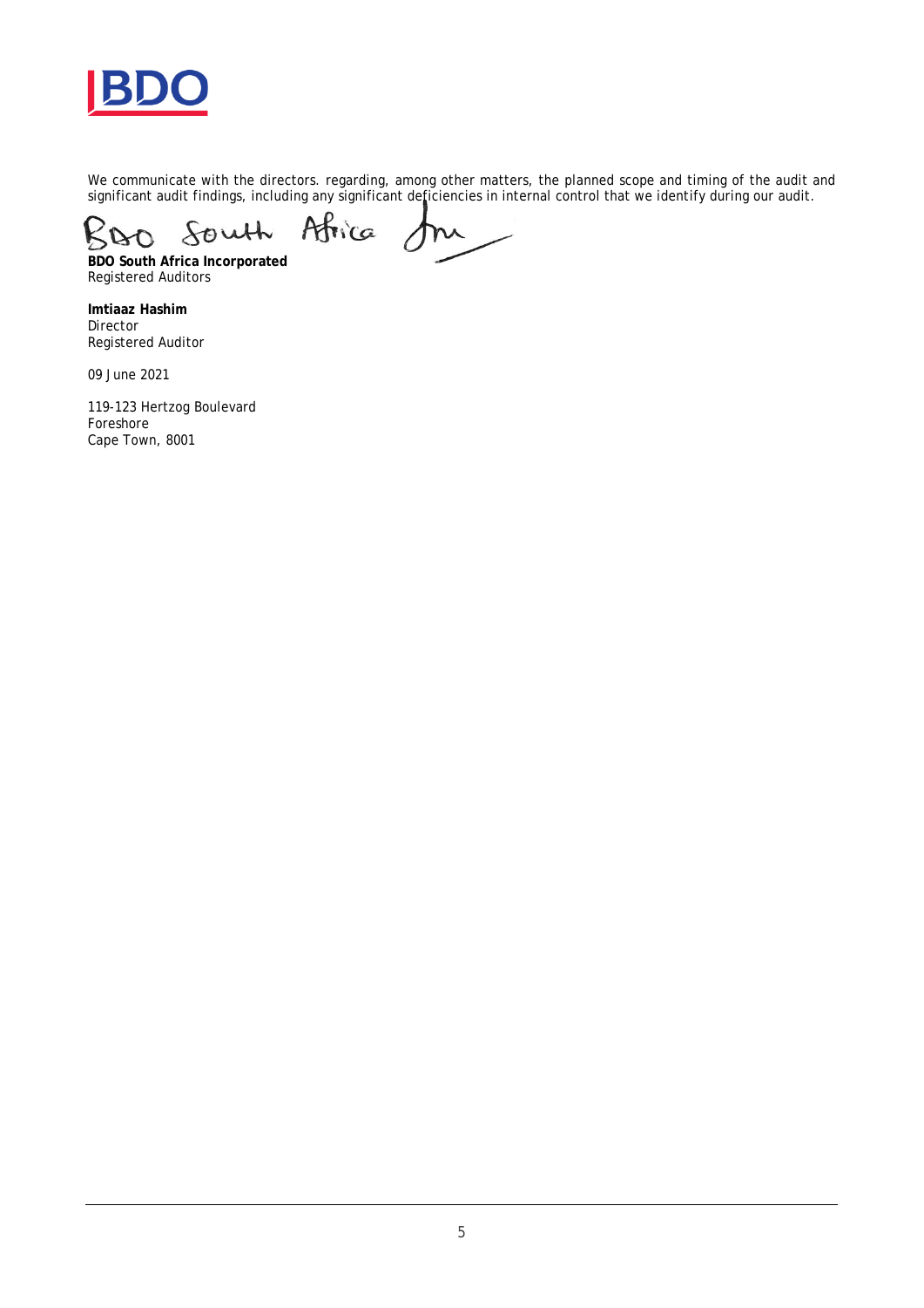We communicate with the directors. regarding, among other matters, the planned scope and timing of the audit and significant audit findings, including any significant deficiencies in internal control that we identify during our audit.

**BDO South Africa Incorporated**
Registered Auditors

**Imtiaaz Hashim**
Director
Registered Auditor

09 June 2021

119-123 Hertzog Boulevard
Foreshore
Cape Town, 8001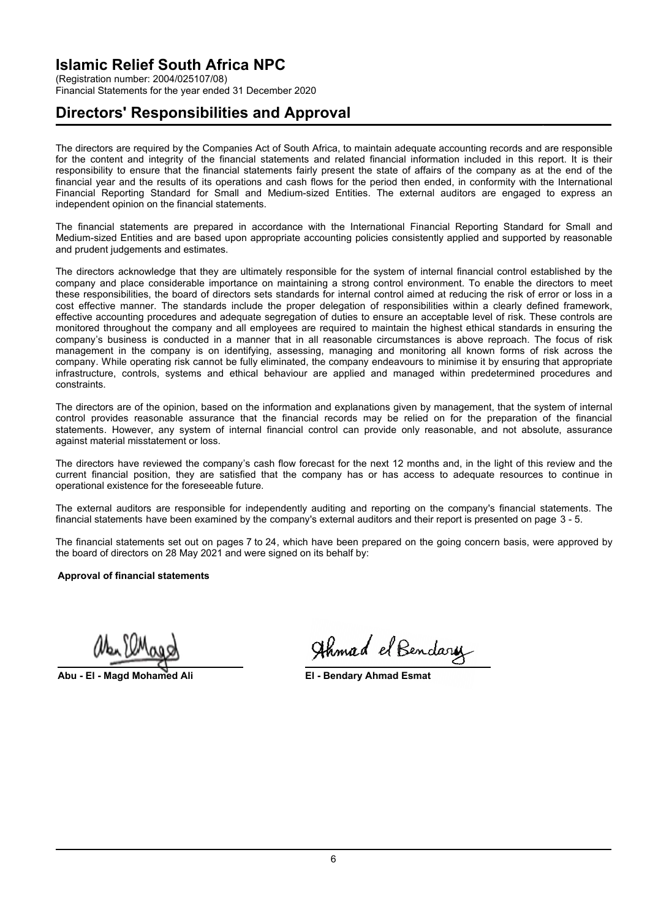# Islamic Relief South Africa NPC

(Registration number: 2004/025107/08)
Financial Statements for the year ended 31 December 2020

## Directors' Responsibilities and Approval

The directors are required by the Companies Act of South Africa, to maintain adequate accounting records and are responsible for the content and integrity of the financial statements and related financial information included in this report. It is their responsibility to ensure that the financial statements fairly present the state of affairs of the company as at the end of the financial year and the results of its operations and cash flows for the period then ended, in conformity with the International Financial Reporting Standard for Small and Medium-sized Entities. The external auditors are engaged to express an independent opinion on the financial statements.

The financial statements are prepared in accordance with the International Financial Reporting Standard for Small and Medium-sized Entities and are based upon appropriate accounting policies consistently applied and supported by reasonable and prudent judgements and estimates.

The directors acknowledge that they are ultimately responsible for the system of internal financial control established by the company and place considerable importance on maintaining a strong control environment. To enable the directors to meet these responsibilities, the board of directors sets standards for internal control aimed at reducing the risk of error or loss in a cost effective manner. The standards include the proper delegation of responsibilities within a clearly defined framework, effective accounting procedures and adequate segregation of duties to ensure an acceptable level of risk. These controls are monitored throughout the company and all employees are required to maintain the highest ethical standards in ensuring the company's business is conducted in a manner that in all reasonable circumstances is above reproach. The focus of risk management in the company is on identifying, assessing, managing and monitoring all known forms of risk across the company. While operating risk cannot be fully eliminated, the company endeavours to minimise it by ensuring that appropriate infrastructure, controls, systems and ethical behaviour are applied and managed within predetermined procedures and constraints.

The directors are of the opinion, based on the information and explanations given by management, that the system of internal control provides reasonable assurance that the financial records may be relied on for the preparation of the financial statements. However, any system of internal financial control can provide only reasonable, and not absolute, assurance against material misstatement or loss.

The directors have reviewed the company's cash flow forecast for the next 12 months and, in the light of this review and the current financial position, they are satisfied that the company has or has access to adequate resources to continue in operational existence for the foreseeable future.

The external auditors are responsible for independently auditing and reporting on the company's financial statements. The financial statements have been examined by the company's external auditors and their report is presented on page 3 - 5.

The financial statements set out on pages 7 to 24, which have been prepared on the going concern basis, were approved by the board of directors on 28 May 2021 and were signed on its behalf by:

**Approval of financial statements**

**Abu - El - Magd Mohamed Ali**

**El - Bendary Ahmad Esmat**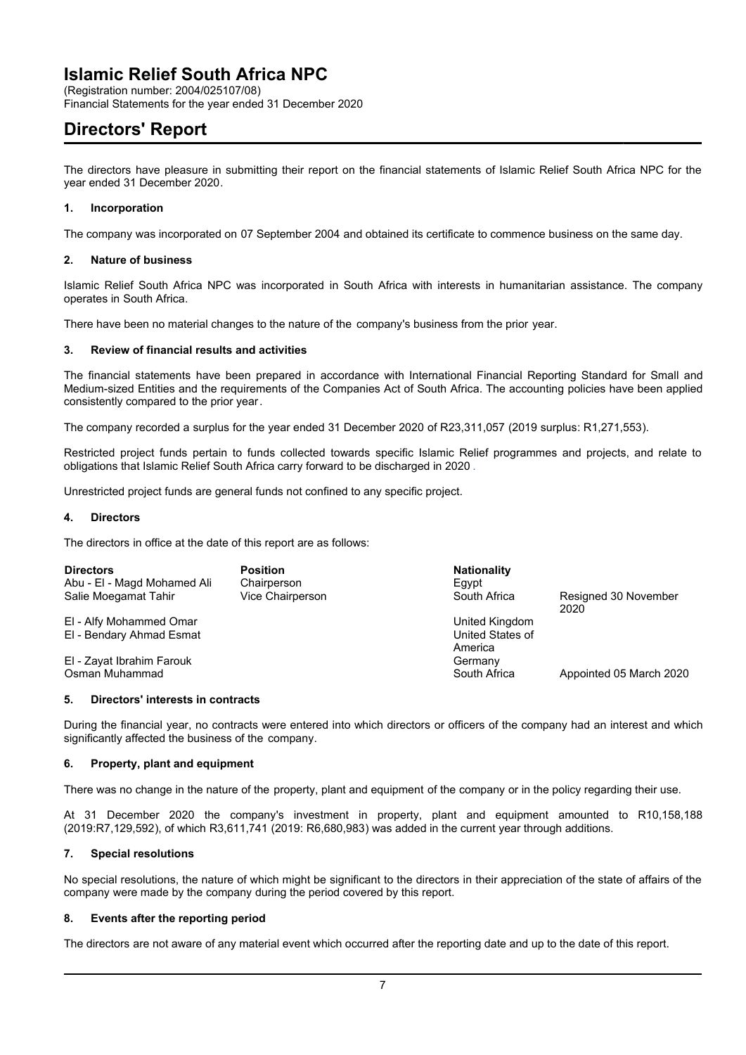# Islamic Relief South Africa NPC

(Registration number: 2004/025107/08)
Financial Statements for the year ended 31 December 2020

## Directors' Report

The directors have pleasure in submitting their report on the financial statements of Islamic Relief South Africa NPC for the year ended 31 December 2020.

### 1. Incorporation

The company was incorporated on 07 September 2004 and obtained its certificate to commence business on the same day.

### 2. Nature of business

Islamic Relief South Africa NPC was incorporated in South Africa with interests in humanitarian assistance. The company operates in South Africa.

There have been no material changes to the nature of the company's business from the prior year.

### 3. Review of financial results and activities

The financial statements have been prepared in accordance with International Financial Reporting Standard for Small and Medium-sized Entities and the requirements of the Companies Act of South Africa. The accounting policies have been applied consistently compared to the prior year.

The company recorded a surplus for the year ended 31 December 2020 of R23,311,057 (2019 surplus: R1,271,553).

Restricted project funds pertain to funds collected towards specific Islamic Relief programmes and projects, and relate to obligations that Islamic Relief South Africa carry forward to be discharged in 2020 .

Unrestricted project funds are general funds not confined to any specific project.

### 4. Directors

The directors in office at the date of this report are as follows:

| Directors | Position | Nationality | |
|---|---|---|---|
| Abu - El - Magd Mohamed Ali | Chairperson | Egypt | |
| Salie Moegamat Tahir | Vice Chairperson | South Africa | Resigned 30 November 2020 |
| El - Alfy Mohammed Omar | | United Kingdom | |
| El - Bendary Ahmad Esmat | | United States of America | |
| El - Zayat Ibrahim Farouk | | Germany | |
| Osman Muhammad | | South Africa | Appointed 05 March 2020 |

### 5. Directors' interests in contracts

During the financial year, no contracts were entered into which directors or officers of the company had an interest and which significantly affected the business of the company.

### 6. Property, plant and equipment

There was no change in the nature of the property, plant and equipment of the company or in the policy regarding their use.

At 31 December 2020 the company's investment in property, plant and equipment amounted to R10,158,188 (2019:R7,129,592), of which R3,611,741 (2019: R6,680,983) was added in the current year through additions.

### 7. Special resolutions

No special resolutions, the nature of which might be significant to the directors in their appreciation of the state of affairs of the company were made by the company during the period covered by this report.

### 8. Events after the reporting period

The directors are not aware of any material event which occurred after the reporting date and up to the date of this report.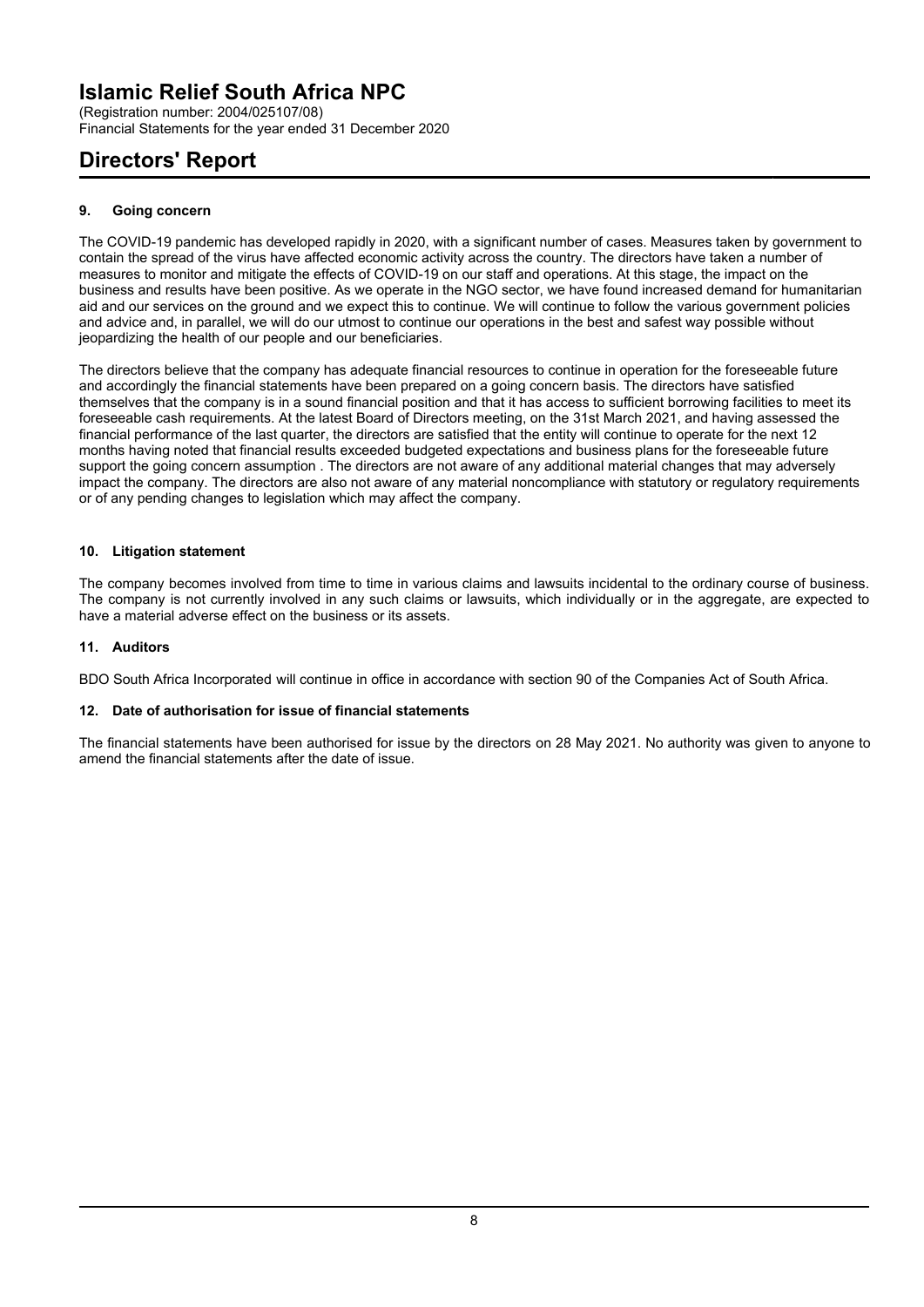# Islamic Relief South Africa NPC

(Registration number: 2004/025107/08)
Financial Statements for the year ended 31 December 2020

# Directors' Report

### 9. Going concern

The COVID-19 pandemic has developed rapidly in 2020, with a significant number of cases. Measures taken by government to contain the spread of the virus have affected economic activity across the country. The directors have taken a number of measures to monitor and mitigate the effects of COVID-19 on our staff and operations. At this stage, the impact on the business and results have been positive. As we operate in the NGO sector, we have found increased demand for humanitarian aid and our services on the ground and we expect this to continue. We will continue to follow the various government policies and advice and, in parallel, we will do our utmost to continue our operations in the best and safest way possible without jeopardizing the health of our people and our beneficiaries.

The directors believe that the company has adequate financial resources to continue in operation for the foreseeable future and accordingly the financial statements have been prepared on a going concern basis. The directors have satisfied themselves that the company is in a sound financial position and that it has access to sufficient borrowing facilities to meet its foreseeable cash requirements. At the latest Board of Directors meeting, on the 31st March 2021, and having assessed the financial performance of the last quarter, the directors are satisfied that the entity will continue to operate for the next 12 months having noted that financial results exceeded budgeted expectations and business plans for the foreseeable future support the going concern assumption . The directors are not aware of any additional material changes that may adversely impact the company. The directors are also not aware of any material noncompliance with statutory or regulatory requirements or of any pending changes to legislation which may affect the company.

### 10. Litigation statement

The company becomes involved from time to time in various claims and lawsuits incidental to the ordinary course of business. The company is not currently involved in any such claims or lawsuits, which individually or in the aggregate, are expected to have a material adverse effect on the business or its assets.

### 11. Auditors

BDO South Africa Incorporated will continue in office in accordance with section 90 of the Companies Act of South Africa.

### 12. Date of authorisation for issue of financial statements

The financial statements have been authorised for issue by the directors on 28 May 2021. No authority was given to anyone to amend the financial statements after the date of issue.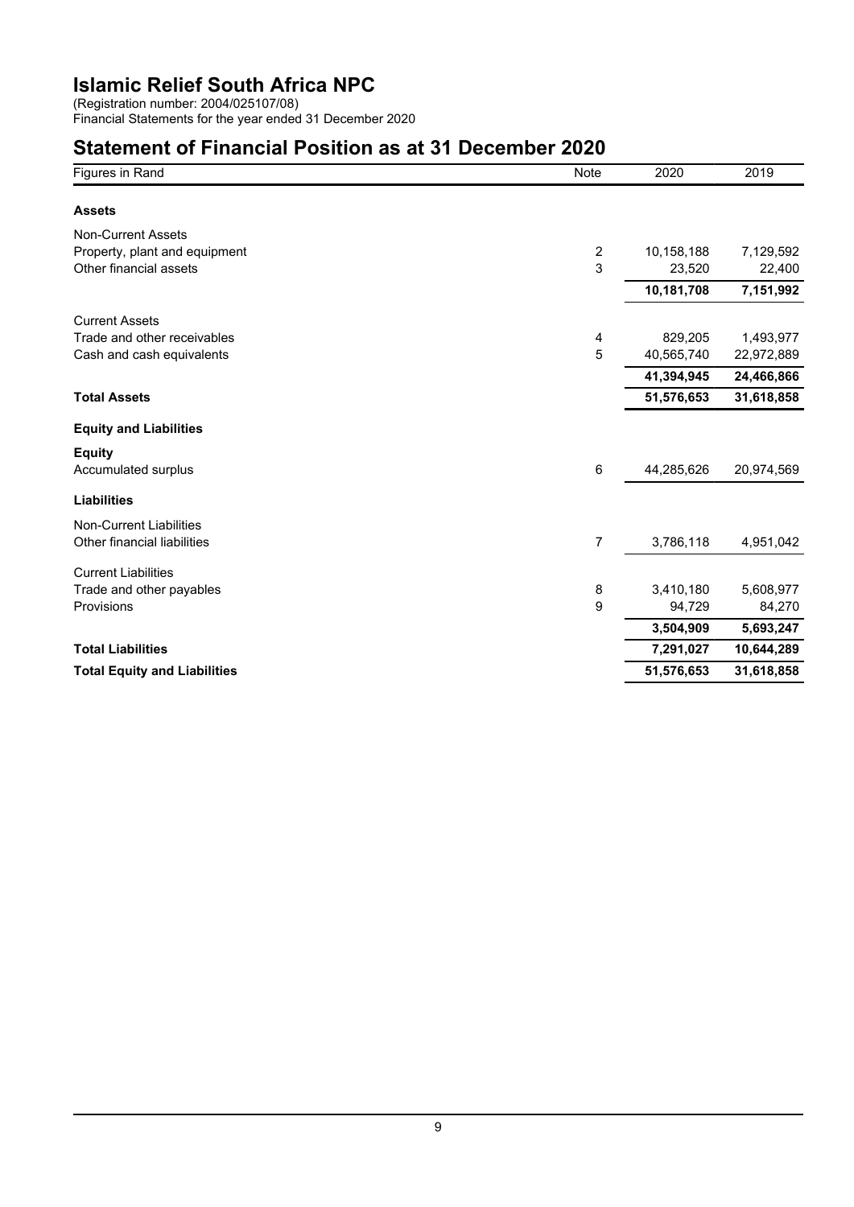# Islamic Relief South Africa NPC

(Registration number: 2004/025107/08)
Financial Statements for the year ended 31 December 2020

## Statement of Financial Position as at 31 December 2020

| Figures in Rand | Note | 2020 | 2019 |
|---|---|---|---|
| **Assets** | | | |
| Non-Current Assets | | | |
| Property, plant and equipment | 2 | 10,158,188 | 7,129,592 |
| Other financial assets | 3 | 23,520 | 22,400 |
| | | **10,181,708** | **7,151,992** |
| Current Assets | | | |
| Trade and other receivables | 4 | 829,205 | 1,493,977 |
| Cash and cash equivalents | 5 | 40,565,740 | 22,972,889 |
| | | **41,394,945** | **24,466,866** |
| **Total Assets** | | **51,576,653** | **31,618,858** |
| **Equity and Liabilities** | | | |
| **Equity** | | | |
| Accumulated surplus | 6 | 44,285,626 | 20,974,569 |
| **Liabilities** | | | |
| Non-Current Liabilities | | | |
| Other financial liabilities | 7 | 3,786,118 | 4,951,042 |
| Current Liabilities | | | |
| Trade and other payables | 8 | 3,410,180 | 5,608,977 |
| Provisions | 9 | 94,729 | 84,270 |
| | | **3,504,909** | **5,693,247** |
| **Total Liabilities** | | **7,291,027** | **10,644,289** |
| **Total Equity and Liabilities** | | **51,576,653** | **31,618,858** |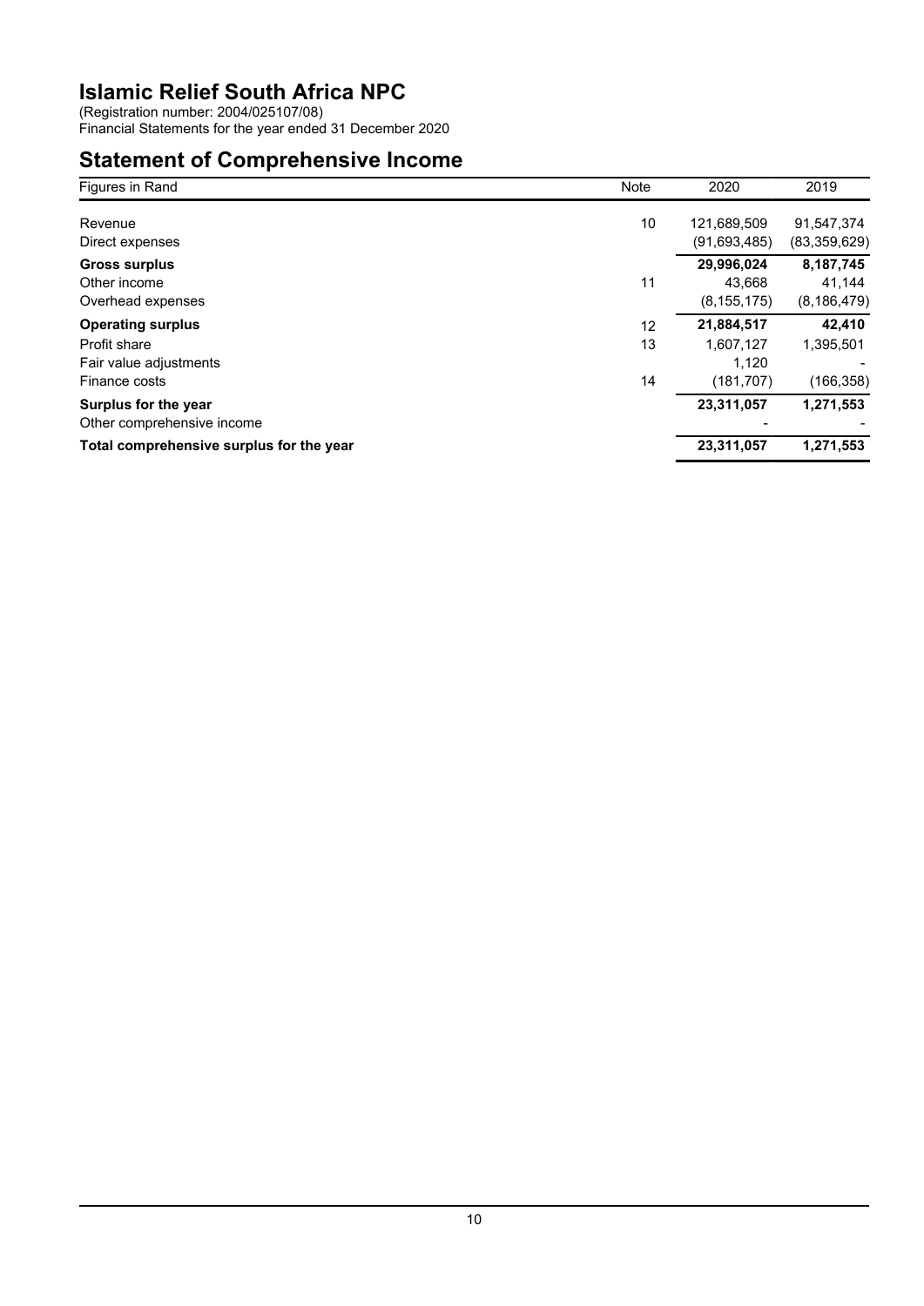# Islamic Relief South Africa NPC

(Registration number: 2004/025107/08)
Financial Statements for the year ended 31 December 2020

## Statement of Comprehensive Income

| Figures in Rand | Note | 2020 | 2019 |
|---|---|---|---|
| Revenue | 10 | 121,689,509 | 91,547,374 |
| Direct expenses | | (91,693,485) | (83,359,629) |
| **Gross surplus** | | **29,996,024** | **8,187,745** |
| Other income | 11 | 43,668 | 41,144 |
| Overhead expenses | | (8,155,175) | (8,186,479) |
| **Operating surplus** | 12 | **21,884,517** | **42,410** |
| Profit share | 13 | 1,607,127 | 1,395,501 |
| Fair value adjustments | | 1,120 | - |
| Finance costs | 14 | (181,707) | (166,358) |
| **Surplus for the year** | | **23,311,057** | **1,271,553** |
| Other comprehensive income | | - | - |
| **Total comprehensive surplus for the year** | | **23,311,057** | **1,271,553** |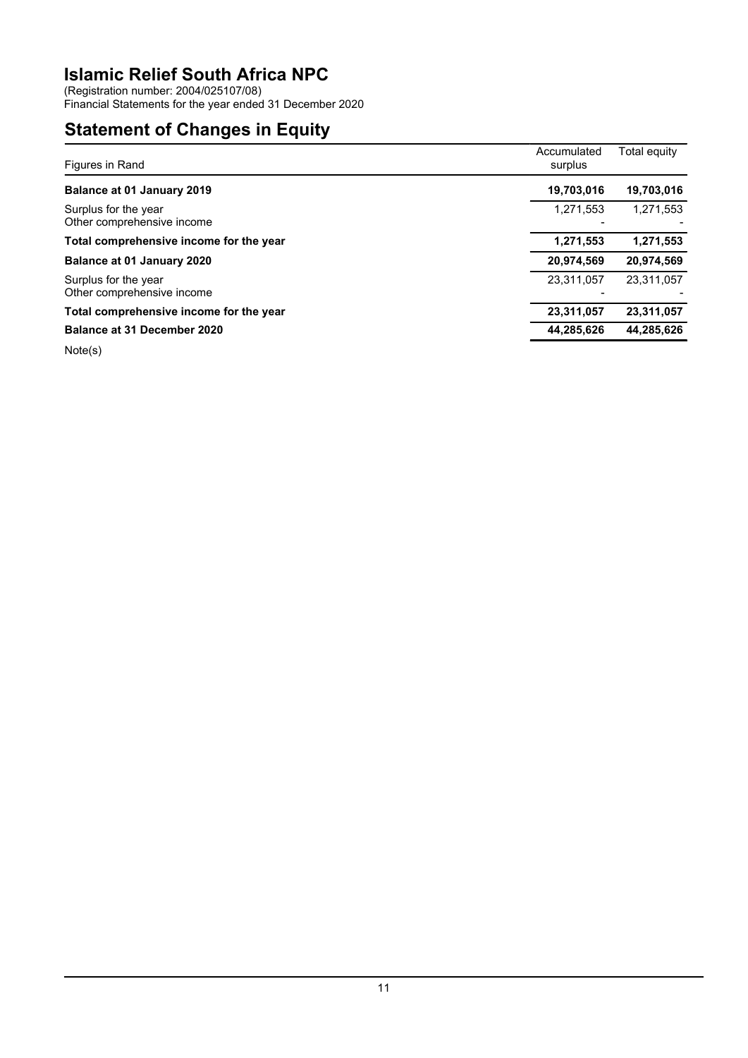# Islamic Relief South Africa NPC

(Registration number: 2004/025107/08)
Financial Statements for the year ended 31 December 2020

## Statement of Changes in Equity

| Figures in Rand | Accumulated surplus | Total equity |
| --- | --- | --- |
| **Balance at 01 January 2019** | **19,703,016** | **19,703,016** |
| Surplus for the year | 1,271,553 | 1,271,553 |
| Other comprehensive income | - | - |
| **Total comprehensive income for the year** | **1,271,553** | **1,271,553** |
| **Balance at 01 January 2020** | **20,974,569** | **20,974,569** |
| Surplus for the year | 23,311,057 | 23,311,057 |
| Other comprehensive income | - | - |
| **Total comprehensive income for the year** | **23,311,057** | **23,311,057** |
| **Balance at 31 December 2020** | **44,285,626** | **44,285,626** |

Note(s)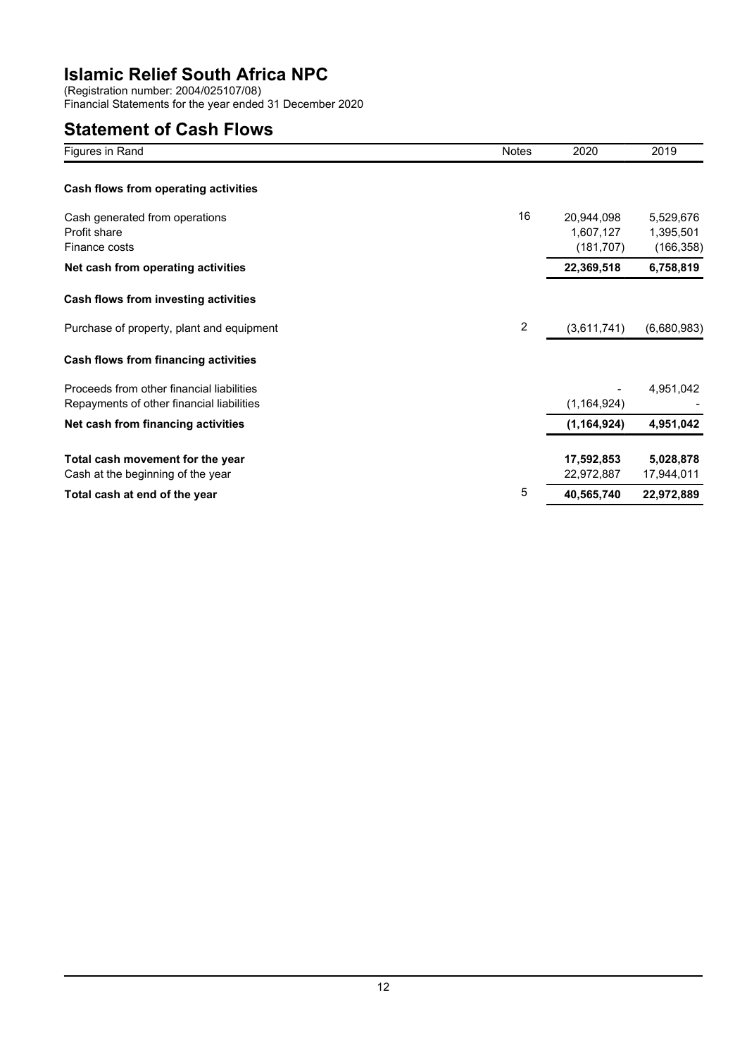# Islamic Relief South Africa NPC

(Registration number: 2004/025107/08)
Financial Statements for the year ended 31 December 2020

## Statement of Cash Flows

| Figures in Rand | Notes | 2020 | 2019 |
|---|---|---|---|
| **Cash flows from operating activities** | | | |
| Cash generated from operations | 16 | 20,944,098 | 5,529,676 |
| Profit share | | 1,607,127 | 1,395,501 |
| Finance costs | | (181,707) | (166,358) |
| **Net cash from operating activities** | | **22,369,518** | **6,758,819** |
| **Cash flows from investing activities** | | | |
| Purchase of property, plant and equipment | 2 | (3,611,741) | (6,680,983) |
| **Cash flows from financing activities** | | | |
| Proceeds from other financial liabilities | | - | 4,951,042 |
| Repayments of other financial liabilities | | (1,164,924) | - |
| **Net cash from financing activities** | | **(1,164,924)** | **4,951,042** |
| **Total cash movement for the year** | | **17,592,853** | **5,028,878** |
| Cash at the beginning of the year | | 22,972,887 | 17,944,011 |
| **Total cash at end of the year** | 5 | **40,565,740** | **22,972,889** |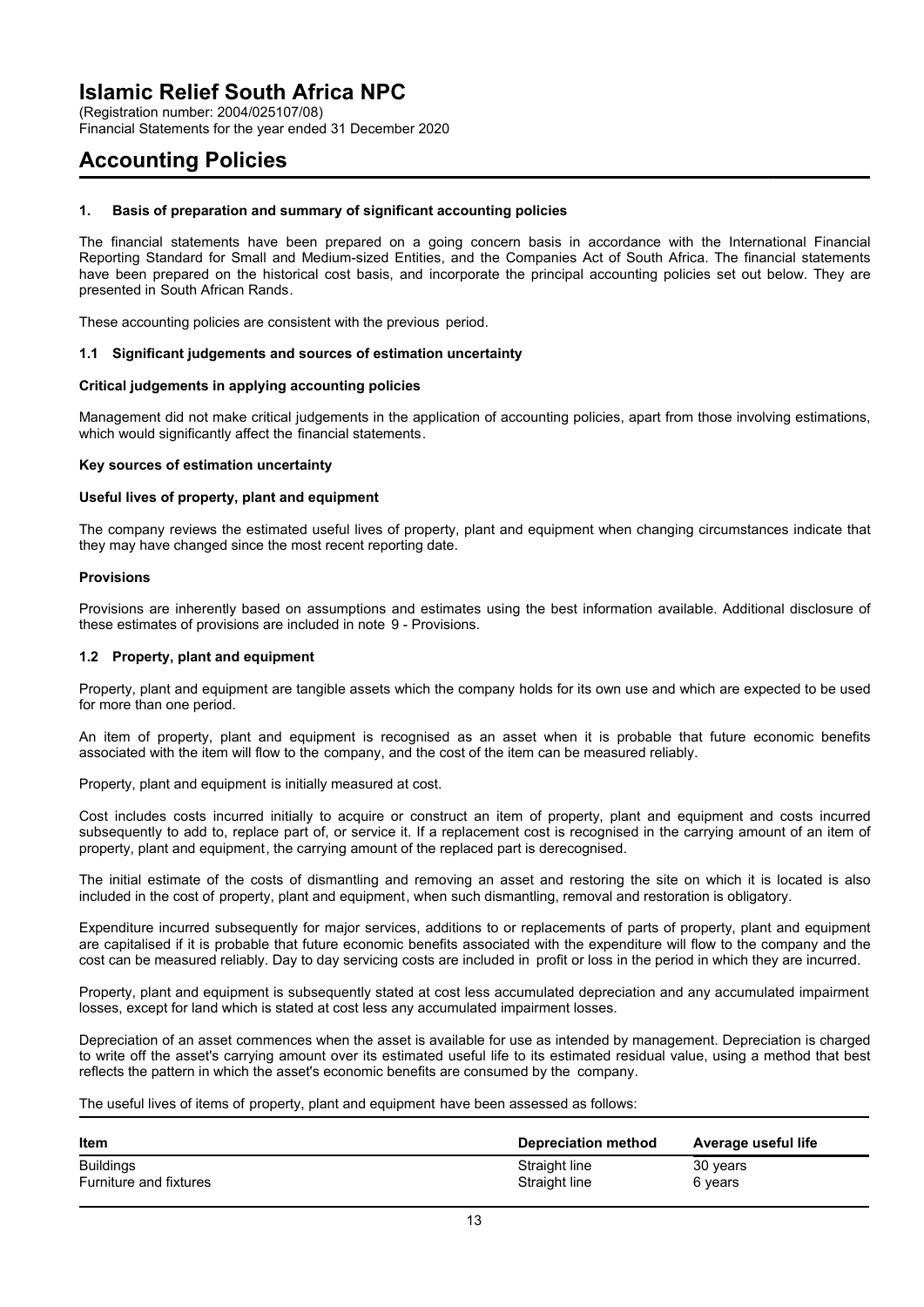# Islamic Relief South Africa NPC

(Registration number: 2004/025107/08)
Financial Statements for the year ended 31 December 2020

# Accounting Policies

### 1. Basis of preparation and summary of significant accounting policies

The financial statements have been prepared on a going concern basis in accordance with the International Financial Reporting Standard for Small and Medium-sized Entities, and the Companies Act of South Africa. The financial statements have been prepared on the historical cost basis, and incorporate the principal accounting policies set out below. They are presented in South African Rands.

These accounting policies are consistent with the previous period.

### 1.1 Significant judgements and sources of estimation uncertainty

**Critical judgements in applying accounting policies**

Management did not make critical judgements in the application of accounting policies, apart from those involving estimations, which would significantly affect the financial statements.

**Key sources of estimation uncertainty**

**Useful lives of property, plant and equipment**

The company reviews the estimated useful lives of property, plant and equipment when changing circumstances indicate that they may have changed since the most recent reporting date.

**Provisions**

Provisions are inherently based on assumptions and estimates using the best information available. Additional disclosure of these estimates of provisions are included in note 9 - Provisions.

### 1.2 Property, plant and equipment

Property, plant and equipment are tangible assets which the company holds for its own use and which are expected to be used for more than one period.

An item of property, plant and equipment is recognised as an asset when it is probable that future economic benefits associated with the item will flow to the company, and the cost of the item can be measured reliably.

Property, plant and equipment is initially measured at cost.

Cost includes costs incurred initially to acquire or construct an item of property, plant and equipment and costs incurred subsequently to add to, replace part of, or service it. If a replacement cost is recognised in the carrying amount of an item of property, plant and equipment, the carrying amount of the replaced part is derecognised.

The initial estimate of the costs of dismantling and removing an asset and restoring the site on which it is located is also included in the cost of property, plant and equipment, when such dismantling, removal and restoration is obligatory.

Expenditure incurred subsequently for major services, additions to or replacements of parts of property, plant and equipment are capitalised if it is probable that future economic benefits associated with the expenditure will flow to the company and the cost can be measured reliably. Day to day servicing costs are included in profit or loss in the period in which they are incurred.

Property, plant and equipment is subsequently stated at cost less accumulated depreciation and any accumulated impairment losses, except for land which is stated at cost less any accumulated impairment losses.

Depreciation of an asset commences when the asset is available for use as intended by management. Depreciation is charged to write off the asset's carrying amount over its estimated useful life to its estimated residual value, using a method that best reflects the pattern in which the asset's economic benefits are consumed by the company.

The useful lives of items of property, plant and equipment have been assessed as follows:

| Item | Depreciation method | Average useful life |
|---|---|---|
| Buildings | Straight line | 30 years |
| Furniture and fixtures | Straight line | 6 years |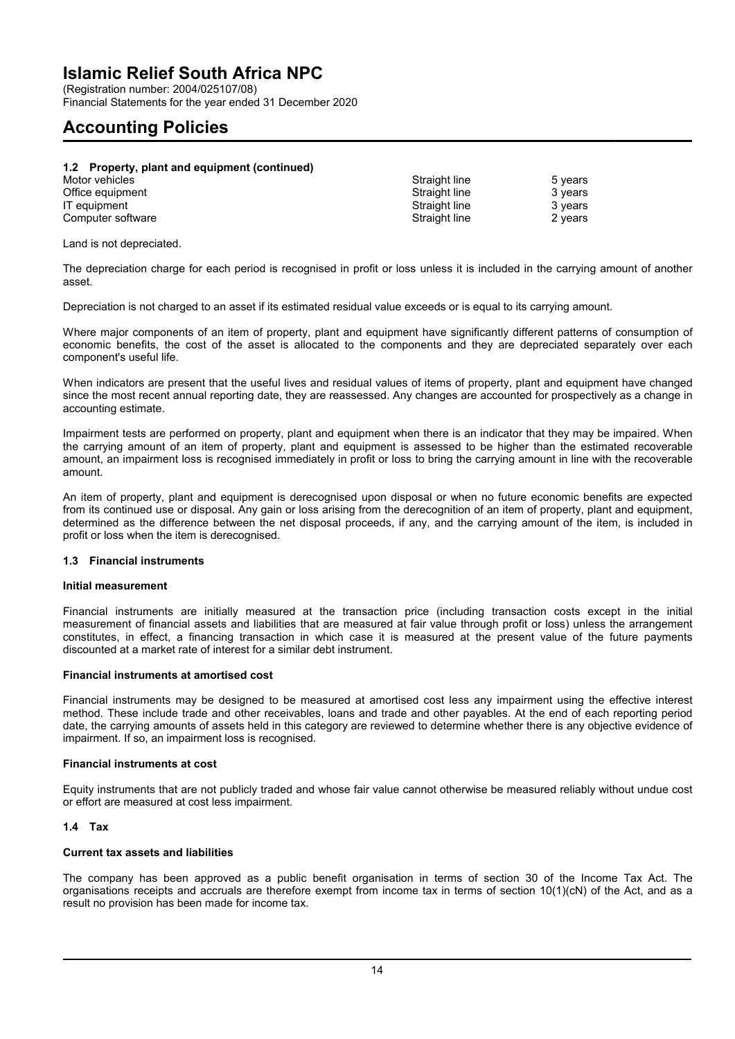# Accounting Policies

### 1.2 Property, plant and equipment (continued)

| | | |
|---|---|---|
| Motor vehicles | Straight line | 5 years |
| Office equipment | Straight line | 3 years |
| IT equipment | Straight line | 3 years |
| Computer software | Straight line | 2 years |

Land is not depreciated.

The depreciation charge for each period is recognised in profit or loss unless it is included in the carrying amount of another asset.

Depreciation is not charged to an asset if its estimated residual value exceeds or is equal to its carrying amount.

Where major components of an item of property, plant and equipment have significantly different patterns of consumption of economic benefits, the cost of the asset is allocated to the components and they are depreciated separately over each component's useful life.

When indicators are present that the useful lives and residual values of items of property, plant and equipment have changed since the most recent annual reporting date, they are reassessed. Any changes are accounted for prospectively as a change in accounting estimate.

Impairment tests are performed on property, plant and equipment when there is an indicator that they may be impaired. When the carrying amount of an item of property, plant and equipment is assessed to be higher than the estimated recoverable amount, an impairment loss is recognised immediately in profit or loss to bring the carrying amount in line with the recoverable amount.

An item of property, plant and equipment is derecognised upon disposal or when no future economic benefits are expected from its continued use or disposal. Any gain or loss arising from the derecognition of an item of property, plant and equipment, determined as the difference between the net disposal proceeds, if any, and the carrying amount of the item, is included in profit or loss when the item is derecognised.

### 1.3 Financial instruments

**Initial measurement**

Financial instruments are initially measured at the transaction price (including transaction costs except in the initial measurement of financial assets and liabilities that are measured at fair value through profit or loss) unless the arrangement constitutes, in effect, a financing transaction in which case it is measured at the present value of the future payments discounted at a market rate of interest for a similar debt instrument.

**Financial instruments at amortised cost**

Financial instruments may be designed to be measured at amortised cost less any impairment using the effective interest method. These include trade and other receivables, loans and trade and other payables. At the end of each reporting period date, the carrying amounts of assets held in this category are reviewed to determine whether there is any objective evidence of impairment. If so, an impairment loss is recognised.

**Financial instruments at cost**

Equity instruments that are not publicly traded and whose fair value cannot otherwise be measured reliably without undue cost or effort are measured at cost less impairment.

### 1.4 Tax

**Current tax assets and liabilities**

The company has been approved as a public benefit organisation in terms of section 30 of the Income Tax Act. The organisations receipts and accruals are therefore exempt from income tax in terms of section 10(1)(cN) of the Act, and as a result no provision has been made for income tax.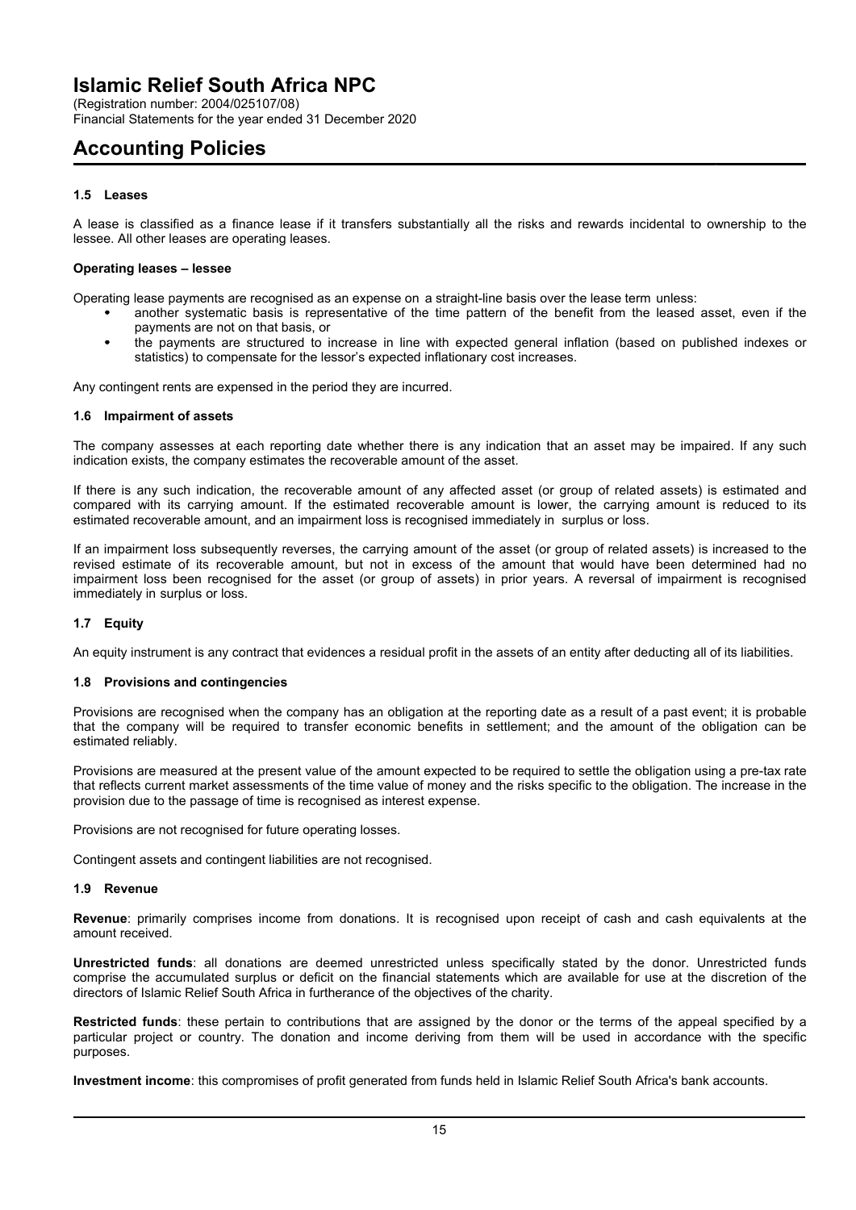# Islamic Relief South Africa NPC

(Registration number: 2004/025107/08)
Financial Statements for the year ended 31 December 2020

## Accounting Policies

### 1.5 Leases

A lease is classified as a finance lease if it transfers substantially all the risks and rewards incidental to ownership to the lessee. All other leases are operating leases.

**Operating leases – lessee**

Operating lease payments are recognised as an expense on a straight-line basis over the lease term unless:

- another systematic basis is representative of the time pattern of the benefit from the leased asset, even if the payments are not on that basis, or
- the payments are structured to increase in line with expected general inflation (based on published indexes or statistics) to compensate for the lessor's expected inflationary cost increases.

Any contingent rents are expensed in the period they are incurred.

### 1.6 Impairment of assets

The company assesses at each reporting date whether there is any indication that an asset may be impaired. If any such indication exists, the company estimates the recoverable amount of the asset.

If there is any such indication, the recoverable amount of any affected asset (or group of related assets) is estimated and compared with its carrying amount. If the estimated recoverable amount is lower, the carrying amount is reduced to its estimated recoverable amount, and an impairment loss is recognised immediately in surplus or loss.

If an impairment loss subsequently reverses, the carrying amount of the asset (or group of related assets) is increased to the revised estimate of its recoverable amount, but not in excess of the amount that would have been determined had no impairment loss been recognised for the asset (or group of assets) in prior years. A reversal of impairment is recognised immediately in surplus or loss.

### 1.7 Equity

An equity instrument is any contract that evidences a residual profit in the assets of an entity after deducting all of its liabilities.

### 1.8 Provisions and contingencies

Provisions are recognised when the company has an obligation at the reporting date as a result of a past event; it is probable that the company will be required to transfer economic benefits in settlement; and the amount of the obligation can be estimated reliably.

Provisions are measured at the present value of the amount expected to be required to settle the obligation using a pre-tax rate that reflects current market assessments of the time value of money and the risks specific to the obligation. The increase in the provision due to the passage of time is recognised as interest expense.

Provisions are not recognised for future operating losses.

Contingent assets and contingent liabilities are not recognised.

### 1.9 Revenue

**Revenue**: primarily comprises income from donations. It is recognised upon receipt of cash and cash equivalents at the amount received.

**Unrestricted funds**: all donations are deemed unrestricted unless specifically stated by the donor. Unrestricted funds comprise the accumulated surplus or deficit on the financial statements which are available for use at the discretion of the directors of Islamic Relief South Africa in furtherance of the objectives of the charity.

**Restricted funds**: these pertain to contributions that are assigned by the donor or the terms of the appeal specified by a particular project or country. The donation and income deriving from them will be used in accordance with the specific purposes.

**Investment income**: this compromises of profit generated from funds held in Islamic Relief South Africa's bank accounts.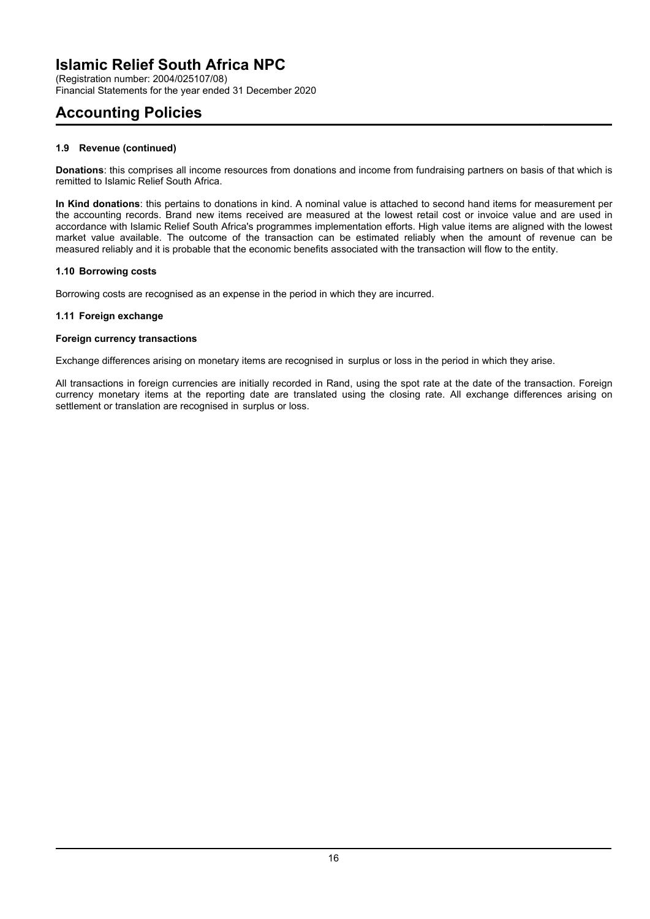# Accounting Policies

### 1.9 Revenue (continued)

**Donations**: this comprises all income resources from donations and income from fundraising partners on basis of that which is remitted to Islamic Relief South Africa.

**In Kind donations**: this pertains to donations in kind. A nominal value is attached to second hand items for measurement per the accounting records. Brand new items received are measured at the lowest retail cost or invoice value and are used in accordance with Islamic Relief South Africa's programmes implementation efforts. High value items are aligned with the lowest market value available. The outcome of the transaction can be estimated reliably when the amount of revenue can be measured reliably and it is probable that the economic benefits associated with the transaction will flow to the entity.

### 1.10 Borrowing costs

Borrowing costs are recognised as an expense in the period in which they are incurred.

### 1.11 Foreign exchange

**Foreign currency transactions**

Exchange differences arising on monetary items are recognised in surplus or loss in the period in which they arise.

All transactions in foreign currencies are initially recorded in Rand, using the spot rate at the date of the transaction. Foreign currency monetary items at the reporting date are translated using the closing rate. All exchange differences arising on settlement or translation are recognised in surplus or loss.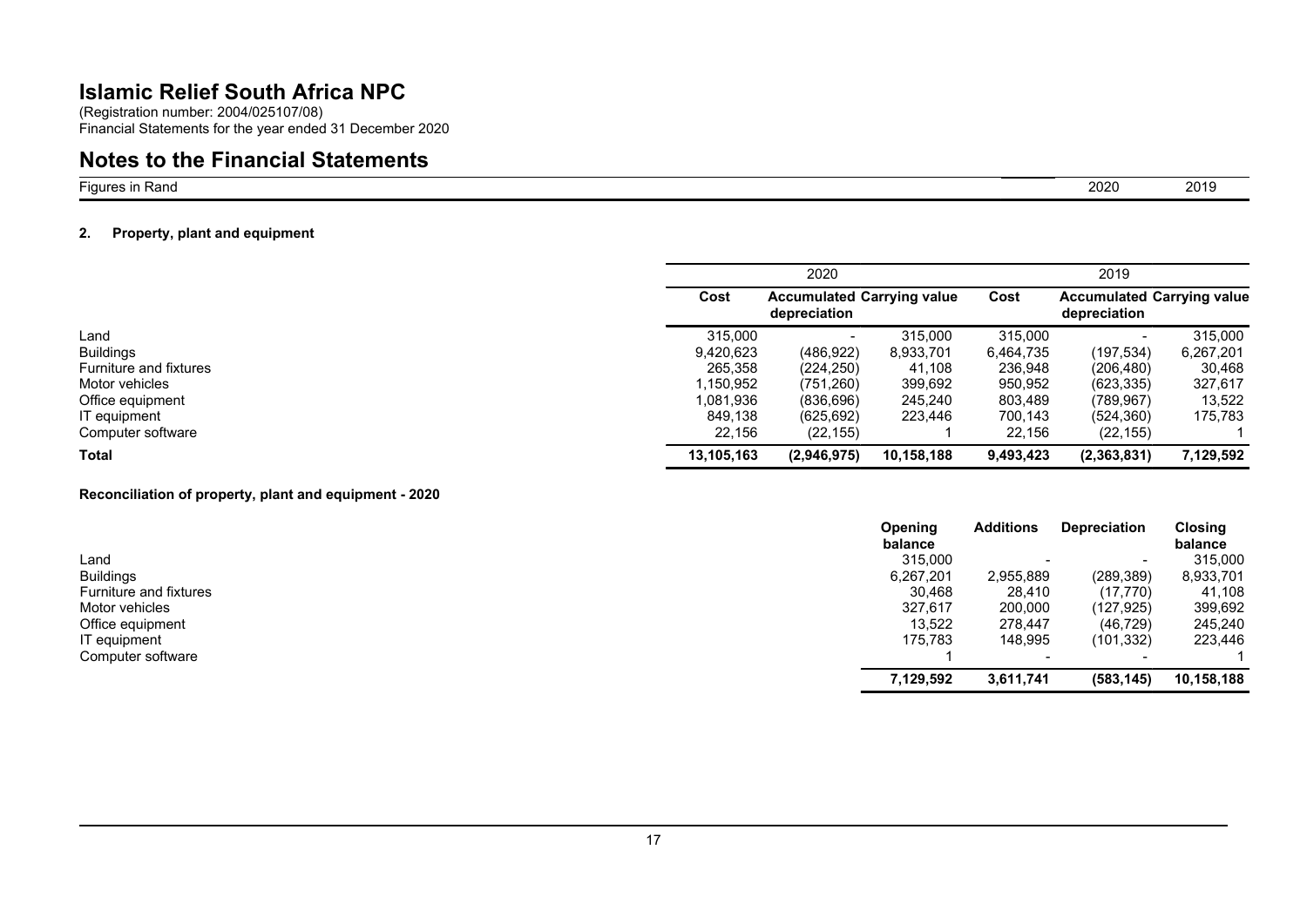# Islamic Relief South Africa NPC

(Registration number: 2004/025107/08)
Financial Statements for the year ended 31 December 2020

## Notes to the Financial Statements

Figures in Rand | 2020 | 2019

### 2. Property, plant and equipment

| | 2020 | | | 2019 | | |
|---|---|---|---|---|---|---|
| | **Cost** | **Accumulated depreciation** | **Carrying value** | **Cost** | **Accumulated depreciation** | **Carrying value** |
| Land | 315,000 | - | 315,000 | 315,000 | - | 315,000 |
| Buildings | 9,420,623 | (486,922) | 8,933,701 | 6,464,735 | (197,534) | 6,267,201 |
| Furniture and fixtures | 265,358 | (224,250) | 41,108 | 236,948 | (206,480) | 30,468 |
| Motor vehicles | 1,150,952 | (751,260) | 399,692 | 950,952 | (623,335) | 327,617 |
| Office equipment | 1,081,936 | (836,696) | 245,240 | 803,489 | (789,967) | 13,522 |
| IT equipment | 849,138 | (625,692) | 223,446 | 700,143 | (524,360) | 175,783 |
| Computer software | 22,156 | (22,155) | 1 | 22,156 | (22,155) | 1 |
| **Total** | **13,105,163** | **(2,946,975)** | **10,158,188** | **9,493,423** | **(2,363,831)** | **7,129,592** |

**Reconciliation of property, plant and equipment - 2020**

| | Opening balance | Additions | Depreciation | Closing balance |
|---|---|---|---|---|
| Land | 315,000 | - | - | 315,000 |
| Buildings | 6,267,201 | 2,955,889 | (289,389) | 8,933,701 |
| Furniture and fixtures | 30,468 | 28,410 | (17,770) | 41,108 |
| Motor vehicles | 327,617 | 200,000 | (127,925) | 399,692 |
| Office equipment | 13,522 | 278,447 | (46,729) | 245,240 |
| IT equipment | 175,783 | 148,995 | (101,332) | 223,446 |
| Computer software | 1 | - | - | 1 |
| | **7,129,592** | **3,611,741** | **(583,145)** | **10,158,188** |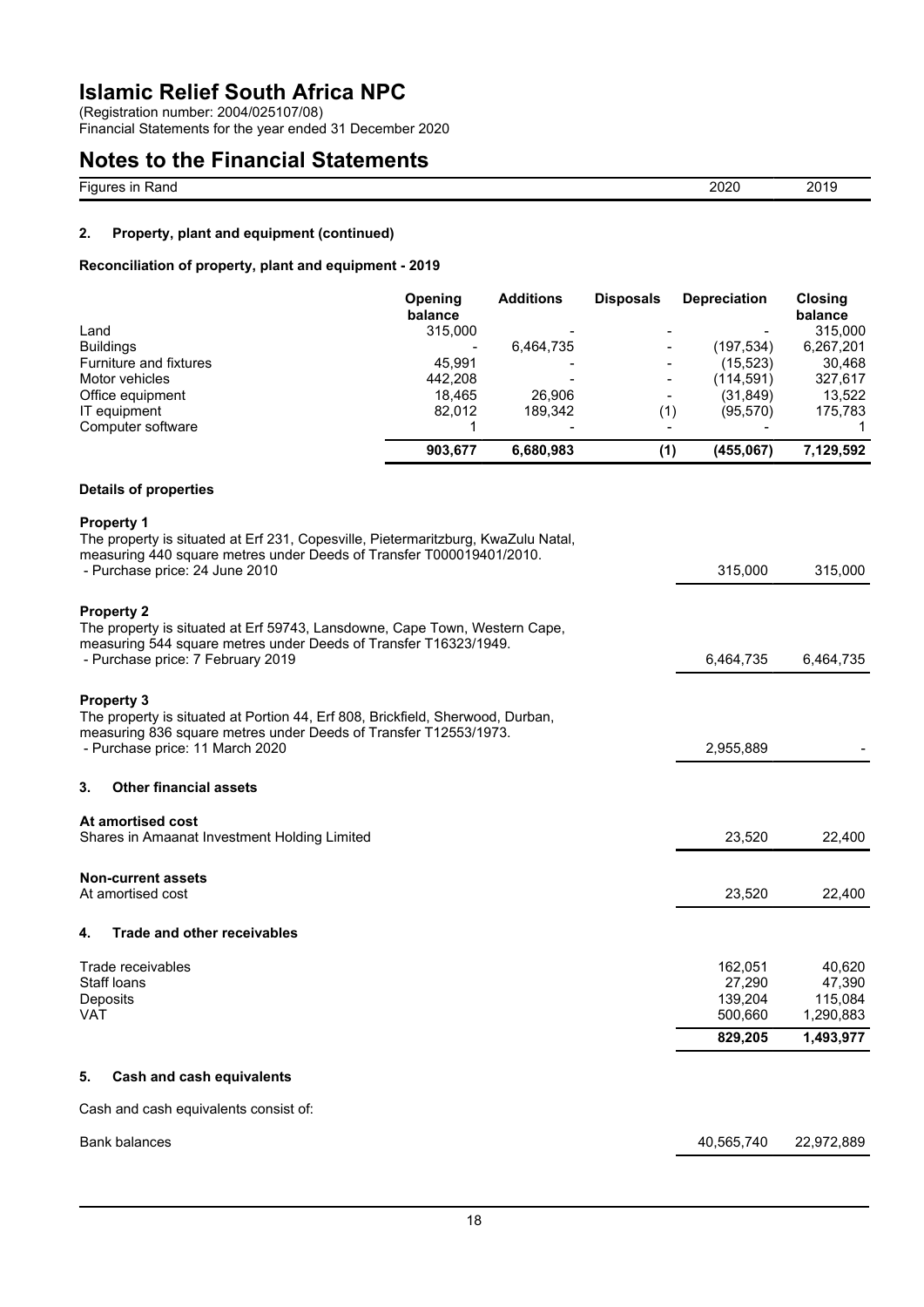# Islamic Relief South Africa NPC

(Registration number: 2004/025107/08)
Financial Statements for the year ended 31 December 2020

# Notes to the Financial Statements

| Figures in Rand | 2020 | 2019 |
|---|---|---|

## 2. Property, plant and equipment (continued)

### Reconciliation of property, plant and equipment - 2019

| | Opening balance | Additions | Disposals | Depreciation | Closing balance |
|---|---|---|---|---|---|
| Land | 315,000 | - | - | - | 315,000 |
| Buildings | - | 6,464,735 | - | (197,534) | 6,267,201 |
| Furniture and fixtures | 45,991 | - | - | (15,523) | 30,468 |
| Motor vehicles | 442,208 | - | - | (114,591) | 327,617 |
| Office equipment | 18,465 | 26,906 | - | (31,849) | 13,522 |
| IT equipment | 82,012 | 189,342 | (1) | (95,570) | 175,783 |
| Computer software | 1 | - | - | - | 1 |
| | **903,677** | **6,680,983** | **(1)** | **(455,067)** | **7,129,592** |

### Details of properties

| | 2020 | 2019 |
|---|---|---|
| **Property 1**<br>The property is situated at Erf 231, Copesville, Pietermaritzburg, KwaZulu Natal, measuring 440 square metres under Deeds of Transfer T000019401/2010.<br>- Purchase price: 24 June 2010 | 315,000 | 315,000 |
| **Property 2**<br>The property is situated at Erf 59743, Lansdowne, Cape Town, Western Cape, measuring 544 square metres under Deeds of Transfer T16323/1949.<br>- Purchase price: 7 February 2019 | 6,464,735 | 6,464,735 |
| **Property 3**<br>The property is situated at Portion 44, Erf 808, Brickfield, Sherwood, Durban, measuring 836 square metres under Deeds of Transfer T12553/1973.<br>- Purchase price: 11 March 2020 | 2,955,889 | - |

## 3. Other financial assets

| | 2020 | 2019 |
|---|---|---|
| **At amortised cost** | | |
| Shares in Amaanat Investment Holding Limited | 23,520 | 22,400 |
| **Non-current assets** | | |
| At amortised cost | 23,520 | 22,400 |

## 4. Trade and other receivables

| | 2020 | 2019 |
|---|---|---|
| Trade receivables | 162,051 | 40,620 |
| Staff loans | 27,290 | 47,390 |
| Deposits | 139,204 | 115,084 |
| VAT | 500,660 | 1,290,883 |
| | **829,205** | **1,493,977** |

## 5. Cash and cash equivalents

Cash and cash equivalents consist of:

| | 2020 | 2019 |
|---|---|---|
| Bank balances | 40,565,740 | 22,972,889 |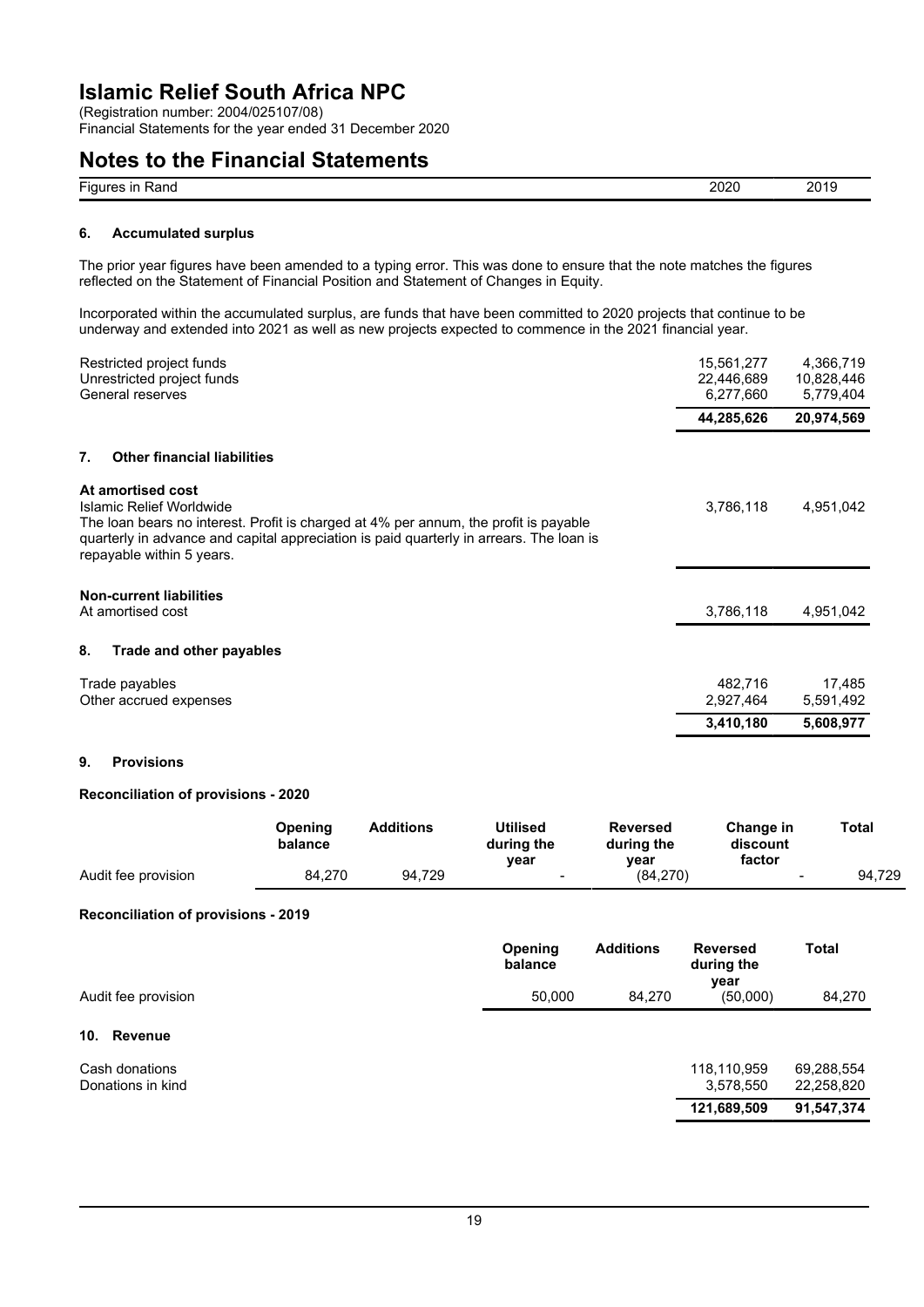# Islamic Relief South Africa NPC

(Registration number: 2004/025107/08)
Financial Statements for the year ended 31 December 2020

## Notes to the Financial Statements

| Figures in Rand | 2020 | 2019 |
|---|---|---|

### 6. Accumulated surplus

The prior year figures have been amended to a typing error. This was done to ensure that the note matches the figures reflected on the Statement of Financial Position and Statement of Changes in Equity.

Incorporated within the accumulated surplus, are funds that have been committed to 2020 projects that continue to be underway and extended into 2021 as well as new projects expected to commence in the 2021 financial year.

| | 2020 | 2019 |
|---|---|---|
| Restricted project funds | 15,561,277 | 4,366,719 |
| Unrestricted project funds | 22,446,689 | 10,828,446 |
| General reserves | 6,277,660 | 5,779,404 |
| | **44,285,626** | **20,974,569** |

### 7. Other financial liabilities

**At amortised cost**

| | 2020 | 2019 |
|---|---|---|
| Islamic Relief Worldwide<br>The loan bears no interest. Profit is charged at 4% per annum, the profit is payable quarterly in advance and capital appreciation is paid quarterly in arrears. The loan is repayable within 5 years. | 3,786,118 | 4,951,042 |

**Non-current liabilities**

| | 2020 | 2019 |
|---|---|---|
| At amortised cost | 3,786,118 | 4,951,042 |

### 8. Trade and other payables

| | 2020 | 2019 |
|---|---|---|
| Trade payables | 482,716 | 17,485 |
| Other accrued expenses | 2,927,464 | 5,591,492 |
| | **3,410,180** | **5,608,977** |

### 9. Provisions

**Reconciliation of provisions - 2020**

| | Opening balance | Additions | Utilised during the year | Reversed during the year | Change in discount factor | Total |
|---|---|---|---|---|---|---|
| Audit fee provision | 84,270 | 94,729 | - | (84,270) | - | 94,729 |

**Reconciliation of provisions - 2019**

| | Opening balance | Additions | Reversed during the year | Total |
|---|---|---|---|---|
| Audit fee provision | 50,000 | 84,270 | (50,000) | 84,270 |

### 10. Revenue

| | 2020 | 2019 |
|---|---|---|
| Cash donations | 118,110,959 | 69,288,554 |
| Donations in kind | 3,578,550 | 22,258,820 |
| | **121,689,509** | **91,547,374** |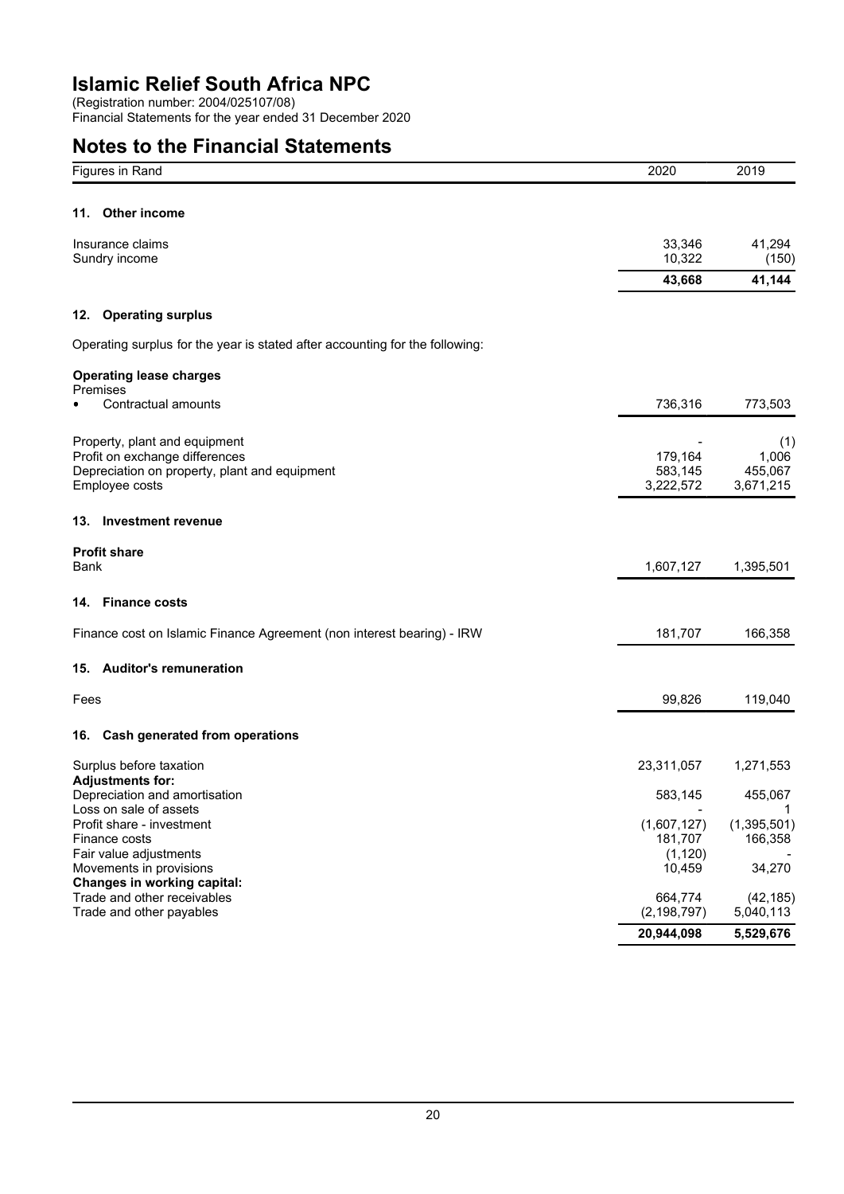# Islamic Relief South Africa NPC

(Registration number: 2004/025107/08)
Financial Statements for the year ended 31 December 2020

## Notes to the Financial Statements

| Figures in Rand | 2020 | 2019 |
|---|---|---|
| **11. Other income** | | |
| Insurance claims | 33,346 | 41,294 |
| Sundry income | 10,322 | (150) |
| | **43,668** | **41,144** |
| **12. Operating surplus** | | |
| Operating surplus for the year is stated after accounting for the following: | | |
| **Operating lease charges** | | |
| Premises | | |
| • Contractual amounts | 736,316 | 773,503 |
| Property, plant and equipment | - | (1) |
| Profit on exchange differences | 179,164 | 1,006 |
| Depreciation on property, plant and equipment | 583,145 | 455,067 |
| Employee costs | 3,222,572 | 3,671,215 |
| **13. Investment revenue** | | |
| **Profit share** | | |
| Bank | 1,607,127 | 1,395,501 |
| **14. Finance costs** | | |
| Finance cost on Islamic Finance Agreement (non interest bearing) - IRW | 181,707 | 166,358 |
| **15. Auditor's remuneration** | | |
| Fees | 99,826 | 119,040 |
| **16. Cash generated from operations** | | |
| Surplus before taxation | 23,311,057 | 1,271,553 |
| **Adjustments for:** | | |
| Depreciation and amortisation | 583,145 | 455,067 |
| Loss on sale of assets | - | 1 |
| Profit share - investment | (1,607,127) | (1,395,501) |
| Finance costs | 181,707 | 166,358 |
| Fair value adjustments | (1,120) | - |
| Movements in provisions | 10,459 | 34,270 |
| **Changes in working capital:** | | |
| Trade and other receivables | 664,774 | (42,185) |
| Trade and other payables | (2,198,797) | 5,040,113 |
| | **20,944,098** | **5,529,676** |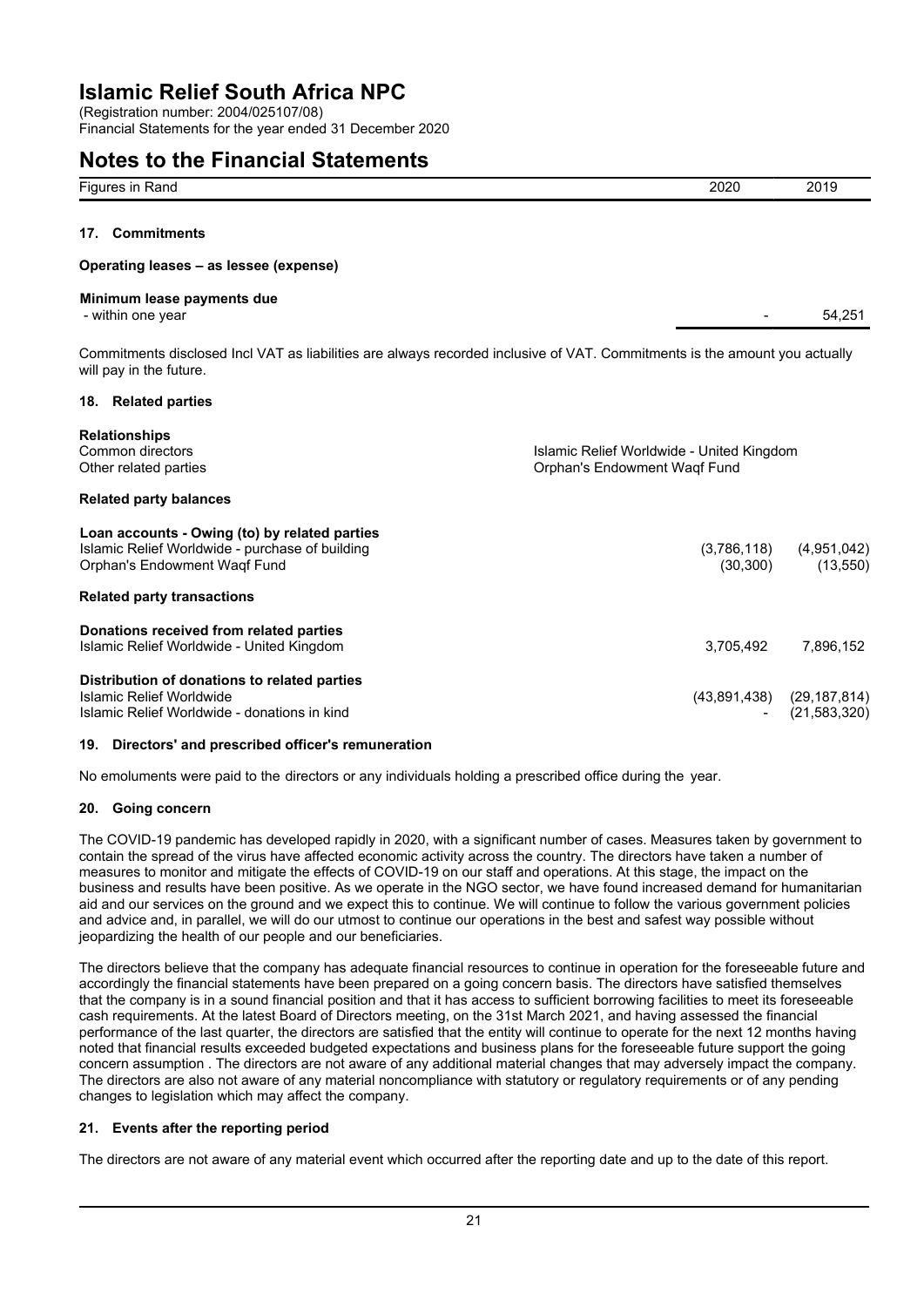# Islamic Relief South Africa NPC

(Registration number: 2004/025107/08)
Financial Statements for the year ended 31 December 2020

## Notes to the Financial Statements

| Figures in Rand | 2020 | 2019 |
|---|---|---|

### 17. Commitments

**Operating leases – as lessee (expense)**

| | 2020 | 2019 |
|---|---|---|
| **Minimum lease payments due** | | |
| - within one year | - | 54,251 |

Commitments disclosed Incl VAT as liabilities are always recorded inclusive of VAT. Commitments is the amount you actually will pay in the future.

### 18. Related parties

| **Relationships** | |
|---|---|
| Common directors | Islamic Relief Worldwide - United Kingdom |
| Other related parties | Orphan's Endowment Waqf Fund |

**Related party balances**

| | 2020 | 2019 |
|---|---|---|
| **Loan accounts - Owing (to) by related parties** | | |
| Islamic Relief Worldwide - purchase of building | (3,786,118) | (4,951,042) |
| Orphan's Endowment Waqf Fund | (30,300) | (13,550) |

**Related party transactions**

| | 2020 | 2019 |
|---|---|---|
| **Donations received from related parties** | | |
| Islamic Relief Worldwide - United Kingdom | 3,705,492 | 7,896,152 |
| **Distribution of donations to related parties** | | |
| Islamic Relief Worldwide | (43,891,438) | (29,187,814) |
| Islamic Relief Worldwide - donations in kind | - | (21,583,320) |

### 19. Directors' and prescribed officer's remuneration

No emoluments were paid to the directors or any individuals holding a prescribed office during the year.

### 20. Going concern

The COVID-19 pandemic has developed rapidly in 2020, with a significant number of cases. Measures taken by government to contain the spread of the virus have affected economic activity across the country. The directors have taken a number of measures to monitor and mitigate the effects of COVID-19 on our staff and operations. At this stage, the impact on the business and results have been positive. As we operate in the NGO sector, we have found increased demand for humanitarian aid and our services on the ground and we expect this to continue. We will continue to follow the various government policies and advice and, in parallel, we will do our utmost to continue our operations in the best and safest way possible without jeopardizing the health of our people and our beneficiaries.

The directors believe that the company has adequate financial resources to continue in operation for the foreseeable future and accordingly the financial statements have been prepared on a going concern basis. The directors have satisfied themselves that the company is in a sound financial position and that it has access to sufficient borrowing facilities to meet its foreseeable cash requirements. At the latest Board of Directors meeting, on the 31st March 2021, and having assessed the financial performance of the last quarter, the directors are satisfied that the entity will continue to operate for the next 12 months having noted that financial results exceeded budgeted expectations and business plans for the foreseeable future support the going concern assumption . The directors are not aware of any additional material changes that may adversely impact the company. The directors are also not aware of any material noncompliance with statutory or regulatory requirements or of any pending changes to legislation which may affect the company.

### 21. Events after the reporting period

The directors are not aware of any material event which occurred after the reporting date and up to the date of this report.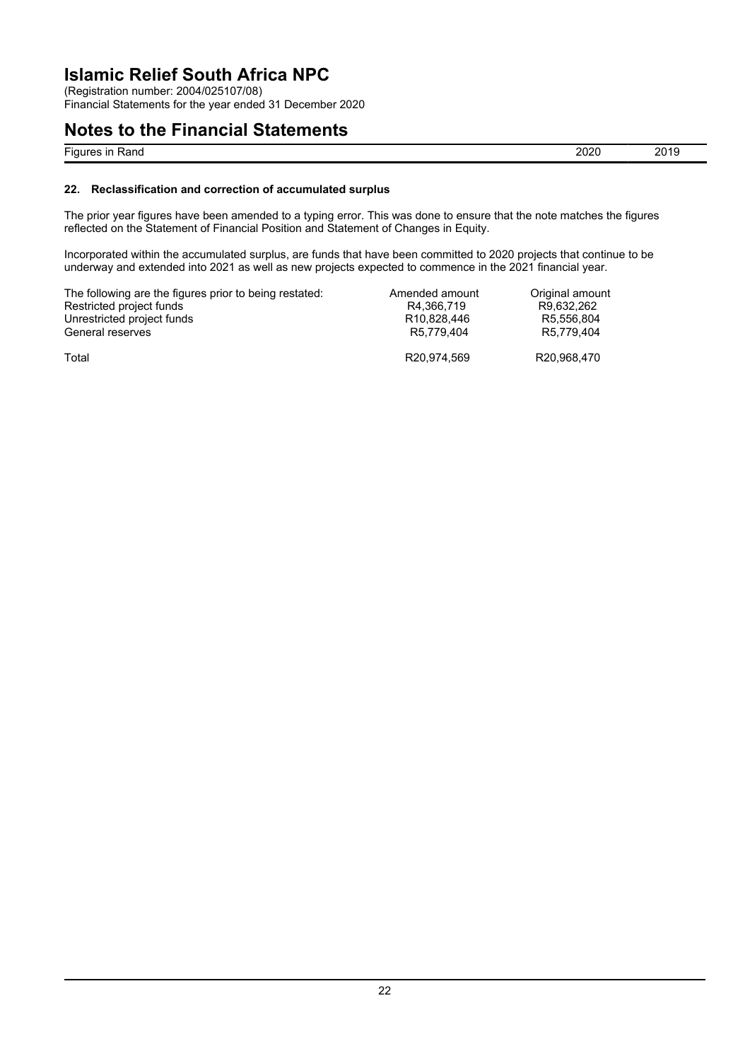# Islamic Relief South Africa NPC

(Registration number: 2004/025107/08)
Financial Statements for the year ended 31 December 2020

## Notes to the Financial Statements

| Figures in Rand | 2020 | 2019 |
|---|---|---|

### 22. Reclassification and correction of accumulated surplus

The prior year figures have been amended to a typing error. This was done to ensure that the note matches the figures reflected on the Statement of Financial Position and Statement of Changes in Equity.

Incorporated within the accumulated surplus, are funds that have been committed to 2020 projects that continue to be underway and extended into 2021 as well as new projects expected to commence in the 2021 financial year.

| The following are the figures prior to being restated: | Amended amount | Original amount |
|---|---|---|
| Restricted project funds | R4,366,719 | R9,632,262 |
| Unrestricted project funds | R10,828,446 | R5,556,804 |
| General reserves | R5,779,404 | R5,779,404 |
| Total | R20,974,569 | R20,968,470 |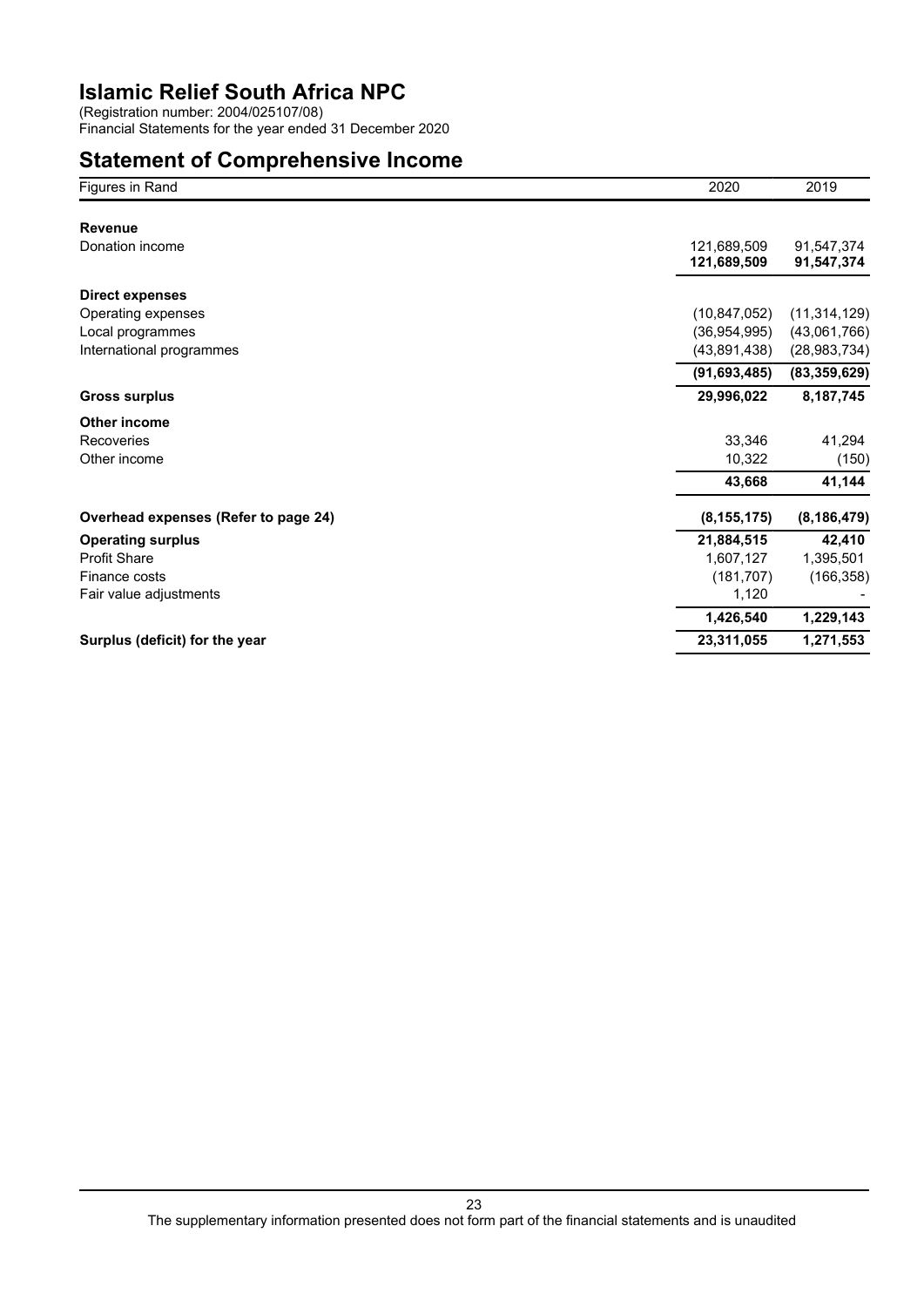# Islamic Relief South Africa NPC

(Registration number: 2004/025107/08)
Financial Statements for the year ended 31 December 2020

## Statement of Comprehensive Income

| Figures in Rand | 2020 | 2019 |
|---|---|---|
| **Revenue** | | |
| Donation income | 121,689,509 | 91,547,374 |
| | **121,689,509** | **91,547,374** |
| **Direct expenses** | | |
| Operating expenses | (10,847,052) | (11,314,129) |
| Local programmes | (36,954,995) | (43,061,766) |
| International programmes | (43,891,438) | (28,983,734) |
| | **(91,693,485)** | **(83,359,629)** |
| **Gross surplus** | **29,996,022** | **8,187,745** |
| **Other income** | | |
| Recoveries | 33,346 | 41,294 |
| Other income | 10,322 | (150) |
| | **43,668** | **41,144** |
| **Overhead expenses (Refer to page 24)** | **(8,155,175)** | **(8,186,479)** |
| **Operating surplus** | **21,884,515** | **42,410** |
| Profit Share | 1,607,127 | 1,395,501 |
| Finance costs | (181,707) | (166,358) |
| Fair value adjustments | 1,120 | - |
| | **1,426,540** | **1,229,143** |
| **Surplus (deficit) for the year** | **23,311,055** | **1,271,553** |

The supplementary information presented does not form part of the financial statements and is unaudited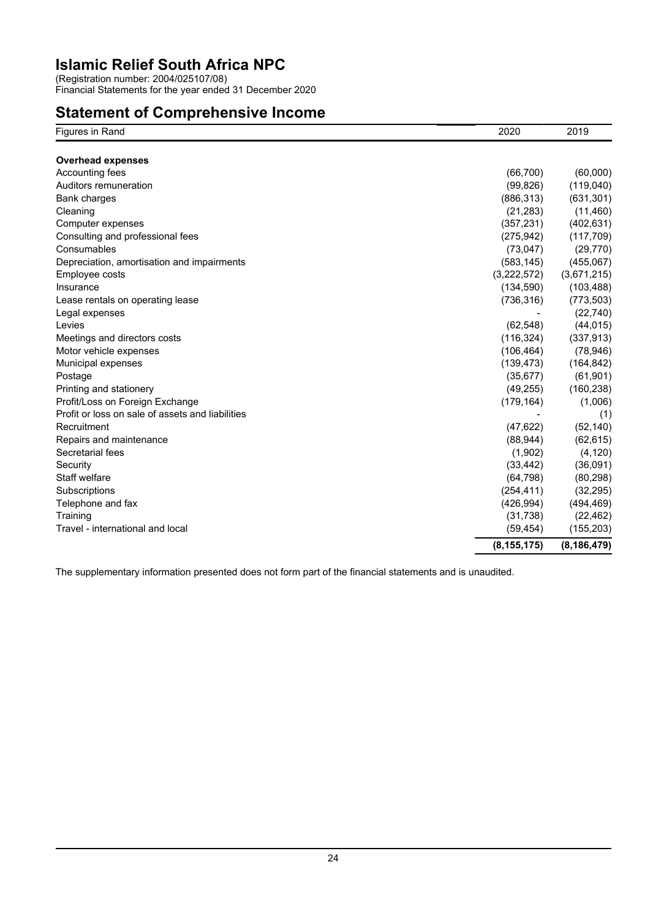# Islamic Relief South Africa NPC

(Registration number: 2004/025107/08)
Financial Statements for the year ended 31 December 2020

## Statement of Comprehensive Income

| Figures in Rand | 2020 | 2019 |
|---|---|---|
| **Overhead expenses** | | |
| Accounting fees | (66,700) | (60,000) |
| Auditors remuneration | (99,826) | (119,040) |
| Bank charges | (886,313) | (631,301) |
| Cleaning | (21,283) | (11,460) |
| Computer expenses | (357,231) | (402,631) |
| Consulting and professional fees | (275,942) | (117,709) |
| Consumables | (73,047) | (29,770) |
| Depreciation, amortisation and impairments | (583,145) | (455,067) |
| Employee costs | (3,222,572) | (3,671,215) |
| Insurance | (134,590) | (103,488) |
| Lease rentals on operating lease | (736,316) | (773,503) |
| Legal expenses | - | (22,740) |
| Levies | (62,548) | (44,015) |
| Meetings and directors costs | (116,324) | (337,913) |
| Motor vehicle expenses | (106,464) | (78,946) |
| Municipal expenses | (139,473) | (164,842) |
| Postage | (35,677) | (61,901) |
| Printing and stationery | (49,255) | (160,238) |
| Profit/Loss on Foreign Exchange | (179,164) | (1,006) |
| Profit or loss on sale of assets and liabilities | - | (1) |
| Recruitment | (47,622) | (52,140) |
| Repairs and maintenance | (88,944) | (62,615) |
| Secretarial fees | (1,902) | (4,120) |
| Security | (33,442) | (36,091) |
| Staff welfare | (64,798) | (80,298) |
| Subscriptions | (254,411) | (32,295) |
| Telephone and fax | (426,994) | (494,469) |
| Training | (31,738) | (22,462) |
| Travel - international and local | (59,454) | (155,203) |
| | **(8,155,175)** | **(8,186,479)** |

The supplementary information presented does not form part of the financial statements and is unaudited.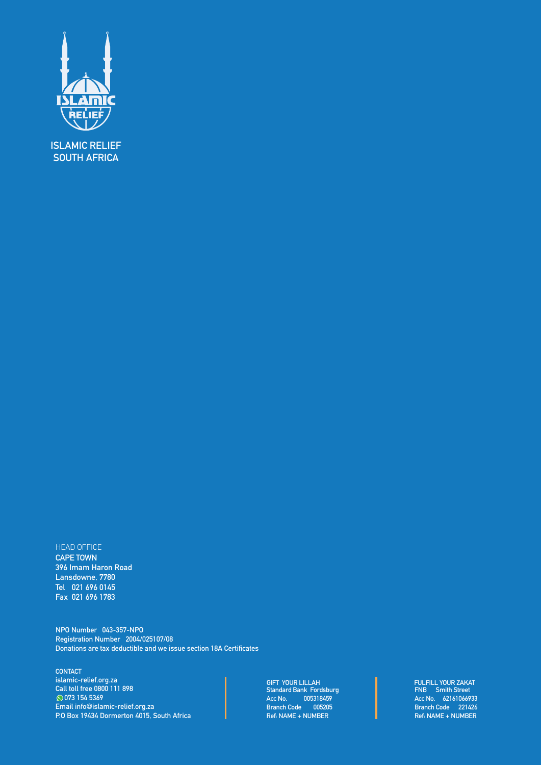ISLAMIC RELIEF
SOUTH AFRICA

HEAD OFFICE
**CAPE TOWN**
396 Imam Haron Road
Lansdowne, 7780
Tel 021 696 0145
Fax 021 696 1783

NPO Number 043-357-NPO
Registration Number 2004/025107/08
Donations are tax deductible and we issue section 18A Certificates

CONTACT
islamic-relief.org.za
Call toll free 0800 111 898
073 154 5369
Email info@islamic-relief.org.za
P.O Box 19434 Dormerton 4015, South Africa

GIFT YOUR LILLAH
Standard Bank Fordsburg
Acc No. 005318459
Branch Code 005205
Ref: NAME + NUMBER

FULFILL YOUR ZAKAT
FNB Smith Street
Acc No. 62161066933
Branch Code 221426
Ref: NAME + NUMBER